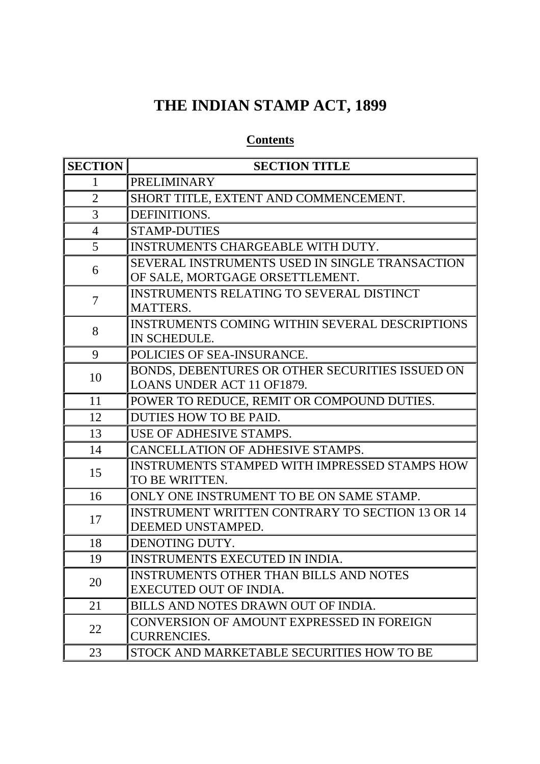# THE INDIAN STAMP ACT, 1899

## Contents

| SECTION | SECTION TITLE |
|---|---|
| 1 | PRELIMINARY |
| 2 | SHORT TITLE, EXTENT AND COMMENCEMENT. |
| 3 | DEFINITIONS. |
| 4 | STAMP-DUTIES |
| 5 | INSTRUMENTS CHARGEABLE WITH DUTY. |
| 6 | SEVERAL INSTRUMENTS USED IN SINGLE TRANSACTION OF SALE, MORTGAGE ORSETTLEMENT. |
| 7 | INSTRUMENTS RELATING TO SEVERAL DISTINCT MATTERS. |
| 8 | INSTRUMENTS COMING WITHIN SEVERAL DESCRIPTIONS IN SCHEDULE. |
| 9 | POLICIES OF SEA-INSURANCE. |
| 10 | BONDS, DEBENTURES OR OTHER SECURITIES ISSUED ON LOANS UNDER ACT 11 OF1879. |
| 11 | POWER TO REDUCE, REMIT OR COMPOUND DUTIES. |
| 12 | DUTIES HOW TO BE PAID. |
| 13 | USE OF ADHESIVE STAMPS. |
| 14 | CANCELLATION OF ADHESIVE STAMPS. |
| 15 | INSTRUMENTS STAMPED WITH IMPRESSED STAMPS HOW TO BE WRITTEN. |
| 16 | ONLY ONE INSTRUMENT TO BE ON SAME STAMP. |
| 17 | INSTRUMENT WRITTEN CONTRARY TO SECTION 13 OR 14 DEEMED UNSTAMPED. |
| 18 | DENOTING DUTY. |
| 19 | INSTRUMENTS EXECUTED IN INDIA. |
| 20 | INSTRUMENTS OTHER THAN BILLS AND NOTES EXECUTED OUT OF INDIA. |
| 21 | BILLS AND NOTES DRAWN OUT OF INDIA. |
| 22 | CONVERSION OF AMOUNT EXPRESSED IN FOREIGN CURRENCIES. |
| 23 | STOCK AND MARKETABLE SECURITIES HOW TO BE |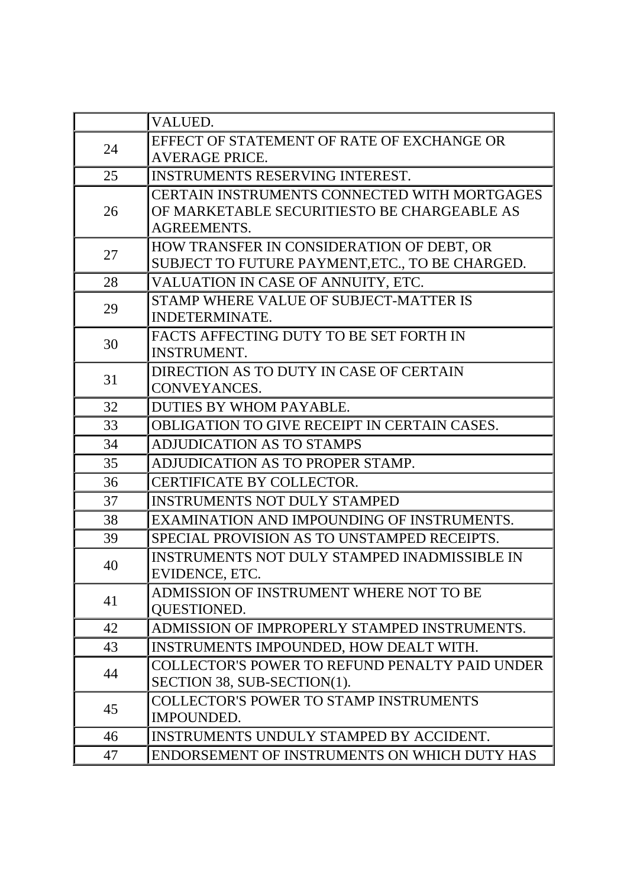| | |
|---|---|
| | VALUED. |
| 24 | EFFECT OF STATEMENT OF RATE OF EXCHANGE OR AVERAGE PRICE. |
| 25 | INSTRUMENTS RESERVING INTEREST. |
| 26 | CERTAIN INSTRUMENTS CONNECTED WITH MORTGAGES OF MARKETABLE SECURITIESTO BE CHARGEABLE AS AGREEMENTS. |
| 27 | HOW TRANSFER IN CONSIDERATION OF DEBT, OR SUBJECT TO FUTURE PAYMENT,ETC., TO BE CHARGED. |
| 28 | VALUATION IN CASE OF ANNUITY, ETC. |
| 29 | STAMP WHERE VALUE OF SUBJECT-MATTER IS INDETERMINATE. |
| 30 | FACTS AFFECTING DUTY TO BE SET FORTH IN INSTRUMENT. |
| 31 | DIRECTION AS TO DUTY IN CASE OF CERTAIN CONVEYANCES. |
| 32 | DUTIES BY WHOM PAYABLE. |
| 33 | OBLIGATION TO GIVE RECEIPT IN CERTAIN CASES. |
| 34 | ADJUDICATION AS TO STAMPS |
| 35 | ADJUDICATION AS TO PROPER STAMP. |
| 36 | CERTIFICATE BY COLLECTOR. |
| 37 | INSTRUMENTS NOT DULY STAMPED |
| 38 | EXAMINATION AND IMPOUNDING OF INSTRUMENTS. |
| 39 | SPECIAL PROVISION AS TO UNSTAMPED RECEIPTS. |
| 40 | INSTRUMENTS NOT DULY STAMPED INADMISSIBLE IN EVIDENCE, ETC. |
| 41 | ADMISSION OF INSTRUMENT WHERE NOT TO BE QUESTIONED. |
| 42 | ADMISSION OF IMPROPERLY STAMPED INSTRUMENTS. |
| 43 | INSTRUMENTS IMPOUNDED, HOW DEALT WITH. |
| 44 | COLLECTOR'S POWER TO REFUND PENALTY PAID UNDER SECTION 38, SUB-SECTION(1). |
| 45 | COLLECTOR'S POWER TO STAMP INSTRUMENTS IMPOUNDED. |
| 46 | INSTRUMENTS UNDULY STAMPED BY ACCIDENT. |
| 47 | ENDORSEMENT OF INSTRUMENTS ON WHICH DUTY HAS |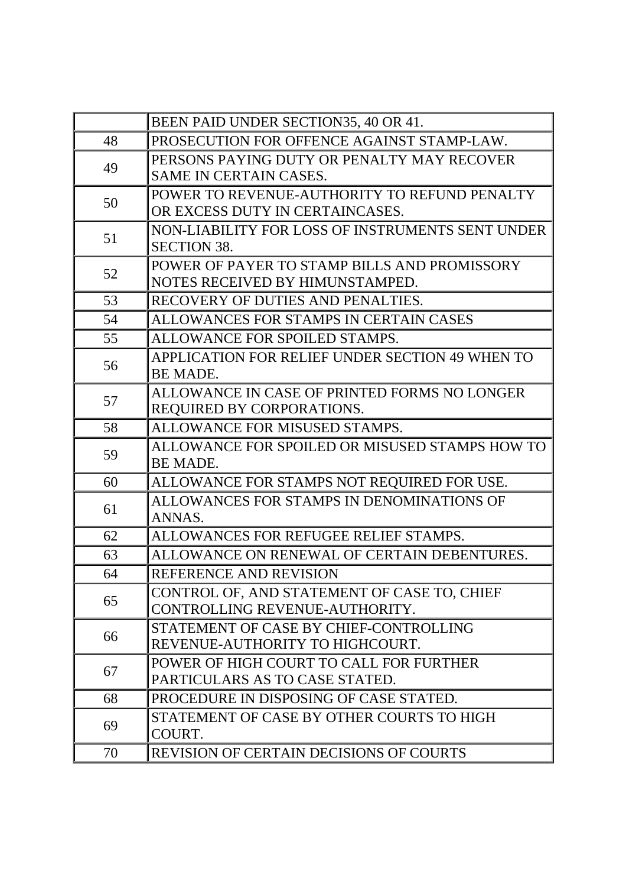| | |
|---|---|
| | BEEN PAID UNDER SECTION35, 40 OR 41. |
| 48 | PROSECUTION FOR OFFENCE AGAINST STAMP-LAW. |
| 49 | PERSONS PAYING DUTY OR PENALTY MAY RECOVER SAME IN CERTAIN CASES. |
| 50 | POWER TO REVENUE-AUTHORITY TO REFUND PENALTY OR EXCESS DUTY IN CERTAINCASES. |
| 51 | NON-LIABILITY FOR LOSS OF INSTRUMENTS SENT UNDER SECTION 38. |
| 52 | POWER OF PAYER TO STAMP BILLS AND PROMISSORY NOTES RECEIVED BY HIMUNSTAMPED. |
| 53 | RECOVERY OF DUTIES AND PENALTIES. |
| 54 | ALLOWANCES FOR STAMPS IN CERTAIN CASES |
| 55 | ALLOWANCE FOR SPOILED STAMPS. |
| 56 | APPLICATION FOR RELIEF UNDER SECTION 49 WHEN TO BE MADE. |
| 57 | ALLOWANCE IN CASE OF PRINTED FORMS NO LONGER REQUIRED BY CORPORATIONS. |
| 58 | ALLOWANCE FOR MISUSED STAMPS. |
| 59 | ALLOWANCE FOR SPOILED OR MISUSED STAMPS HOW TO BE MADE. |
| 60 | ALLOWANCE FOR STAMPS NOT REQUIRED FOR USE. |
| 61 | ALLOWANCES FOR STAMPS IN DENOMINATIONS OF ANNAS. |
| 62 | ALLOWANCES FOR REFUGEE RELIEF STAMPS. |
| 63 | ALLOWANCE ON RENEWAL OF CERTAIN DEBENTURES. |
| 64 | REFERENCE AND REVISION |
| 65 | CONTROL OF, AND STATEMENT OF CASE TO, CHIEF CONTROLLING REVENUE-AUTHORITY. |
| 66 | STATEMENT OF CASE BY CHIEF-CONTROLLING REVENUE-AUTHORITY TO HIGHCOURT. |
| 67 | POWER OF HIGH COURT TO CALL FOR FURTHER PARTICULARS AS TO CASE STATED. |
| 68 | PROCEDURE IN DISPOSING OF CASE STATED. |
| 69 | STATEMENT OF CASE BY OTHER COURTS TO HIGH COURT. |
| 70 | REVISION OF CERTAIN DECISIONS OF COURTS |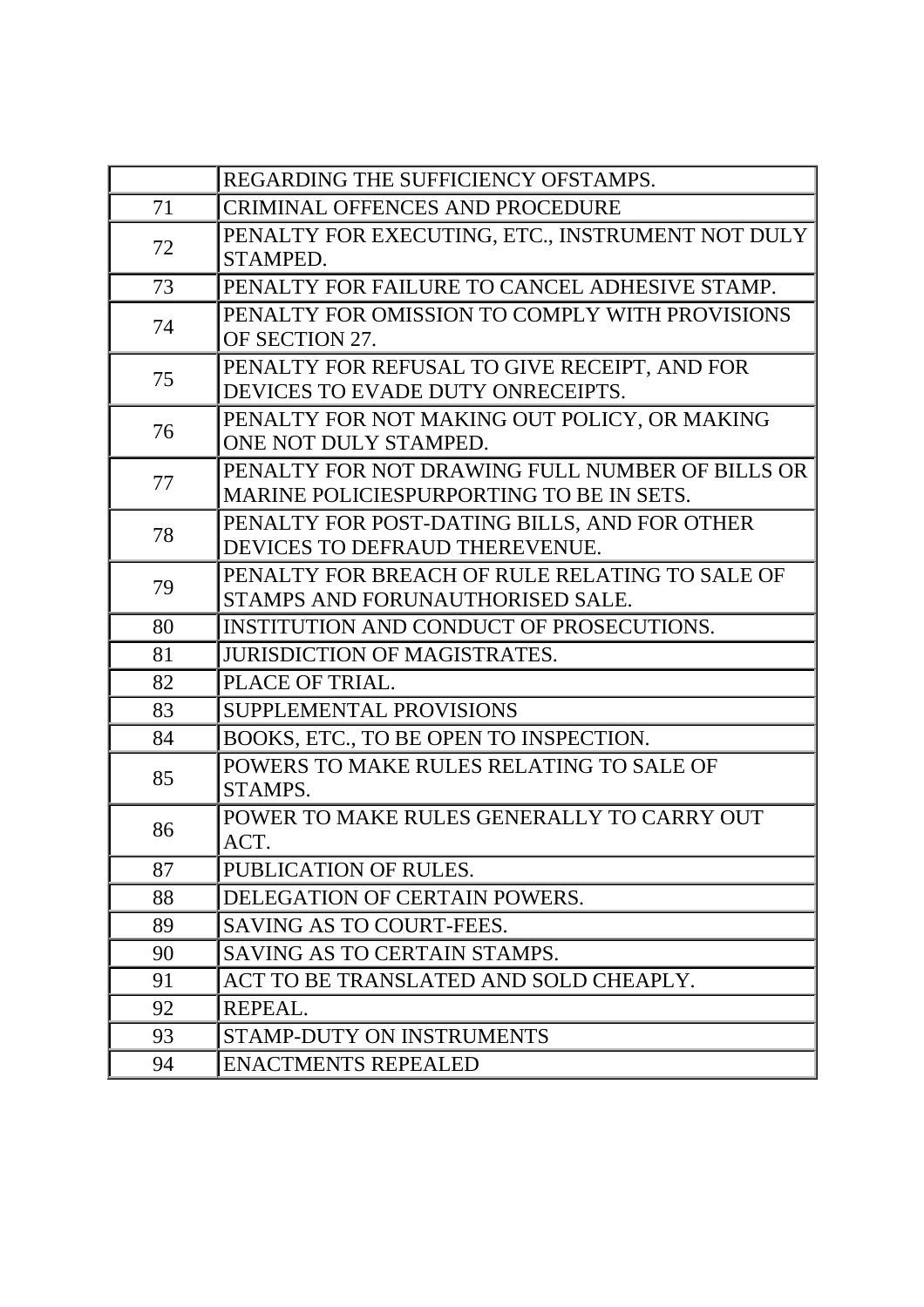| | |
|---|---|
| | REGARDING THE SUFFICIENCY OFSTAMPS. |
| 71 | CRIMINAL OFFENCES AND PROCEDURE |
| 72 | PENALTY FOR EXECUTING, ETC., INSTRUMENT NOT DULY STAMPED. |
| 73 | PENALTY FOR FAILURE TO CANCEL ADHESIVE STAMP. |
| 74 | PENALTY FOR OMISSION TO COMPLY WITH PROVISIONS OF SECTION 27. |
| 75 | PENALTY FOR REFUSAL TO GIVE RECEIPT, AND FOR DEVICES TO EVADE DUTY ONRECEIPTS. |
| 76 | PENALTY FOR NOT MAKING OUT POLICY, OR MAKING ONE NOT DULY STAMPED. |
| 77 | PENALTY FOR NOT DRAWING FULL NUMBER OF BILLS OR MARINE POLICIESPURPORTING TO BE IN SETS. |
| 78 | PENALTY FOR POST-DATING BILLS, AND FOR OTHER DEVICES TO DEFRAUD THEREVENUE. |
| 79 | PENALTY FOR BREACH OF RULE RELATING TO SALE OF STAMPS AND FORUNAUTHORISED SALE. |
| 80 | INSTITUTION AND CONDUCT OF PROSECUTIONS. |
| 81 | JURISDICTION OF MAGISTRATES. |
| 82 | PLACE OF TRIAL. |
| 83 | SUPPLEMENTAL PROVISIONS |
| 84 | BOOKS, ETC., TO BE OPEN TO INSPECTION. |
| 85 | POWERS TO MAKE RULES RELATING TO SALE OF STAMPS. |
| 86 | POWER TO MAKE RULES GENERALLY TO CARRY OUT ACT. |
| 87 | PUBLICATION OF RULES. |
| 88 | DELEGATION OF CERTAIN POWERS. |
| 89 | SAVING AS TO COURT-FEES. |
| 90 | SAVING AS TO CERTAIN STAMPS. |
| 91 | ACT TO BE TRANSLATED AND SOLD CHEAPLY. |
| 92 | REPEAL. |
| 93 | STAMP-DUTY ON INSTRUMENTS |
| 94 | ENACTMENTS REPEALED |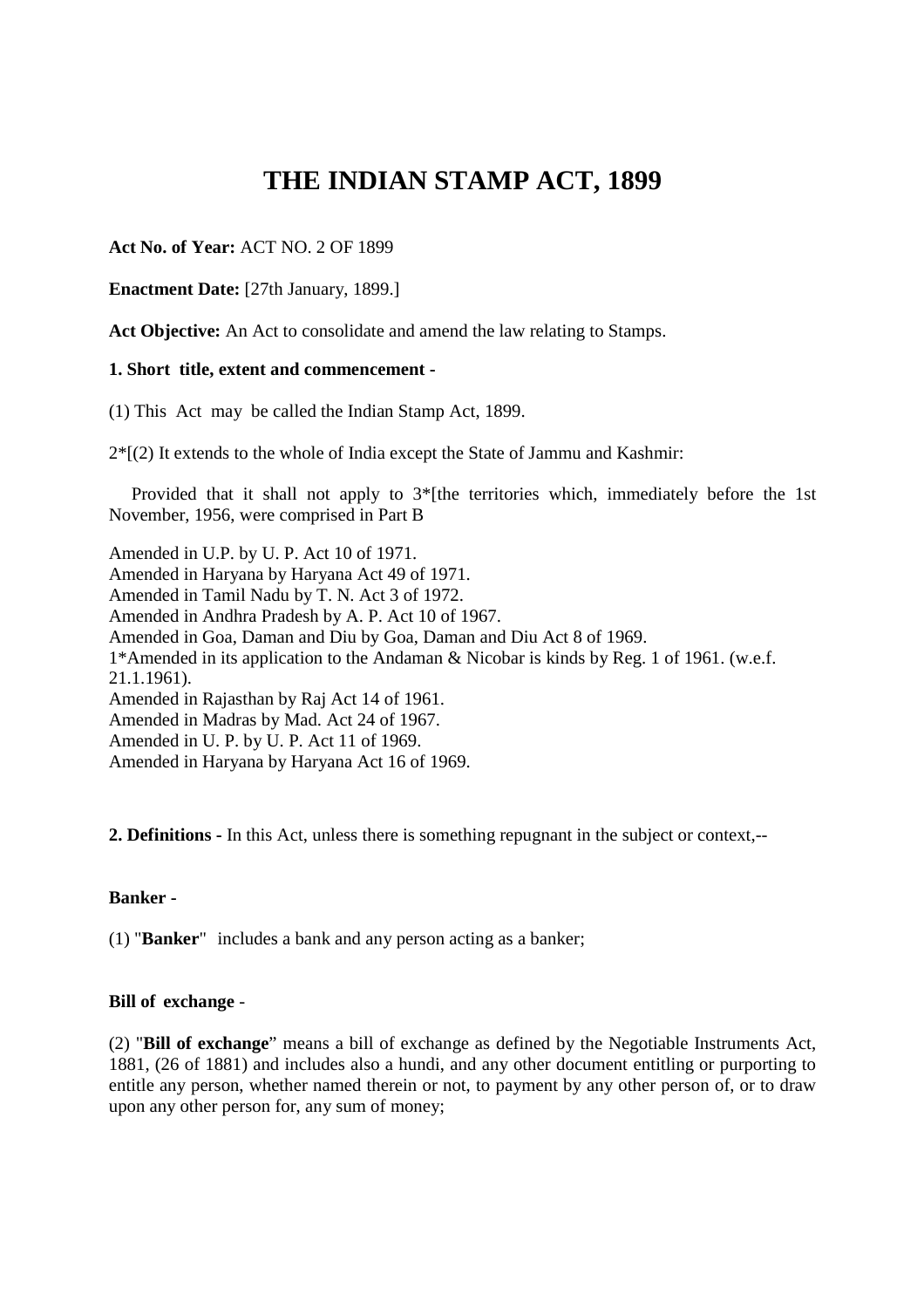# THE INDIAN STAMP ACT, 1899

**Act No. of Year:** ACT NO. 2 OF 1899

**Enactment Date:** [27th January, 1899.]

**Act Objective:** An Act to consolidate and amend the law relating to Stamps.

**1. Short title, extent and commencement -**

(1) This Act may be called the Indian Stamp Act, 1899.

2*[(2) It extends to the whole of India except the State of Jammu and Kashmir:

Provided that it shall not apply to 3*[the territories which, immediately before the 1st November, 1956, were comprised in Part B

Amended in U.P. by U. P. Act 10 of 1971.
Amended in Haryana by Haryana Act 49 of 1971.
Amended in Tamil Nadu by T. N. Act 3 of 1972.
Amended in Andhra Pradesh by A. P. Act 10 of 1967.
Amended in Goa, Daman and Diu by Goa, Daman and Diu Act 8 of 1969.
1*Amended in its application to the Andaman & Nicobar is kinds by Reg. 1 of 1961. (w.e.f. 21.1.1961).
Amended in Rajasthan by Raj Act 14 of 1961.
Amended in Madras by Mad. Act 24 of 1967.
Amended in U. P. by U. P. Act 11 of 1969.
Amended in Haryana by Haryana Act 16 of 1969.

**2. Definitions -** In this Act, unless there is something repugnant in the subject or context,--

**Banker -**

(1) "**Banker**" includes a bank and any person acting as a banker;

**Bill of exchange -**

(2) "**Bill of exchange**" means a bill of exchange as defined by the Negotiable Instruments Act, 1881, (26 of 1881) and includes also a hundi, and any other document entitling or purporting to entitle any person, whether named therein or not, to payment by any other person of, or to draw upon any other person for, any sum of money;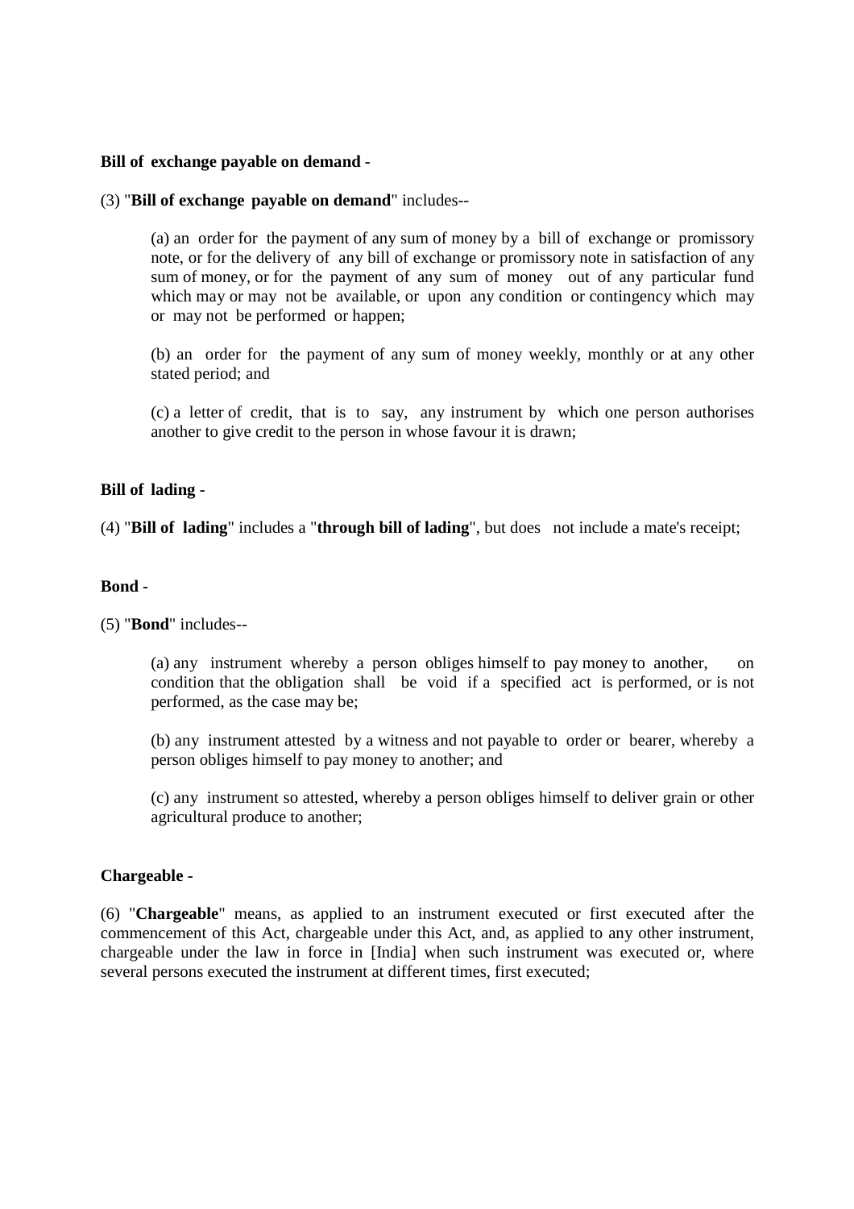**Bill of exchange payable on demand -**

(3) "**Bill of exchange payable on demand**" includes--

> (a) an order for the payment of any sum of money by a bill of exchange or promissory note, or for the delivery of any bill of exchange or promissory note in satisfaction of any sum of money, or for the payment of any sum of money out of any particular fund which may or may not be available, or upon any condition or contingency which may or may not be performed or happen;
>
> (b) an order for the payment of any sum of money weekly, monthly or at any other stated period; and
>
> (c) a letter of credit, that is to say, any instrument by which one person authorises another to give credit to the person in whose favour it is drawn;

**Bill of lading -**

(4) "**Bill of lading**" includes a "**through bill of lading**", but does not include a mate's receipt;

**Bond -**

(5) "**Bond**" includes--

> (a) any instrument whereby a person obliges himself to pay money to another, on condition that the obligation shall be void if a specified act is performed, or is not performed, as the case may be;
>
> (b) any instrument attested by a witness and not payable to order or bearer, whereby a person obliges himself to pay money to another; and
>
> (c) any instrument so attested, whereby a person obliges himself to deliver grain or other agricultural produce to another;

**Chargeable -**

(6) "**Chargeable**" means, as applied to an instrument executed or first executed after the commencement of this Act, chargeable under this Act, and, as applied to any other instrument, chargeable under the law in force in [India] when such instrument was executed or, where several persons executed the instrument at different times, first executed;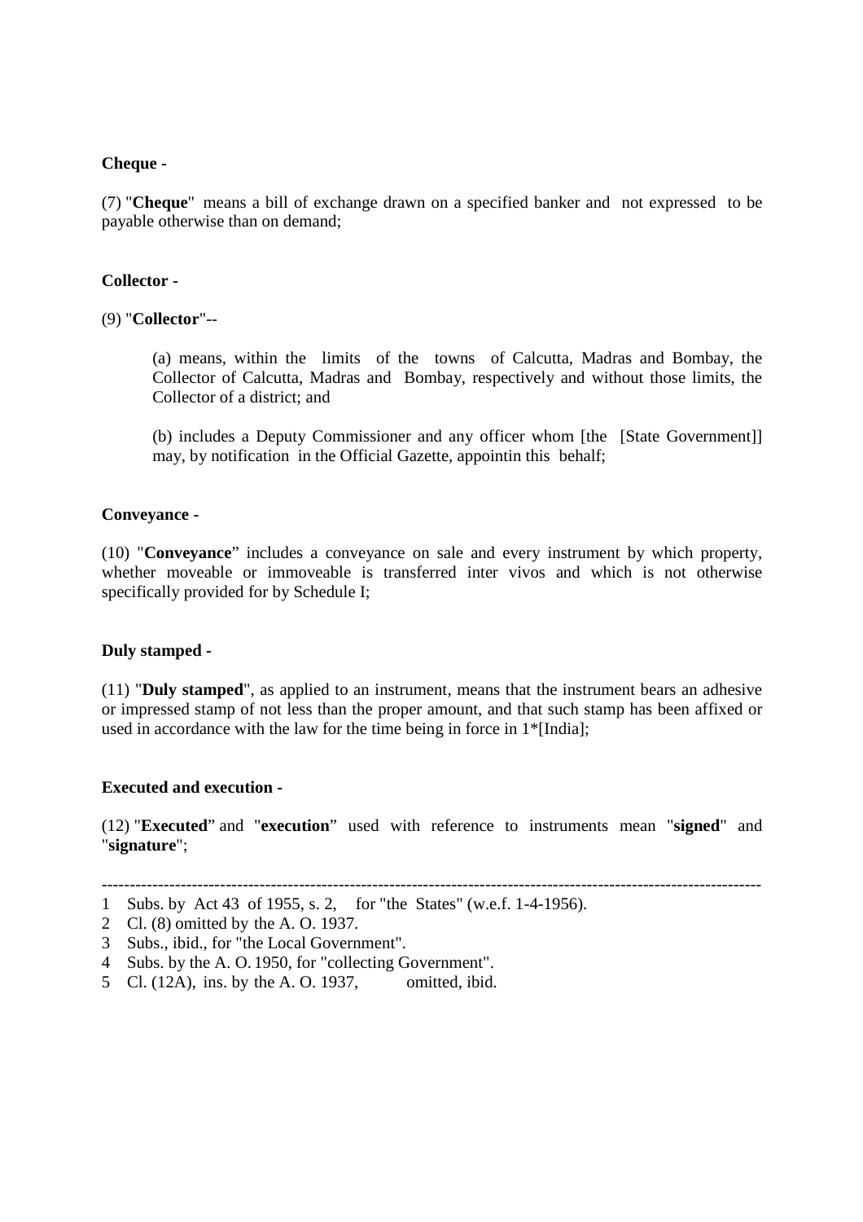**Cheque -**

(7) "**Cheque**" means a bill of exchange drawn on a specified banker and not expressed to be payable otherwise than on demand;

**Collector -**

(9) "**Collector**"--

> (a) means, within the limits of the towns of Calcutta, Madras and Bombay, the Collector of Calcutta, Madras and Bombay, respectively and without those limits, the Collector of a district; and
>
> (b) includes a Deputy Commissioner and any officer whom [the [State Government]] may, by notification in the Official Gazette, appointin this behalf;

**Conveyance -**

(10) "**Conveyance**" includes a conveyance on sale and every instrument by which property, whether moveable or immoveable is transferred inter vivos and which is not otherwise specifically provided for by Schedule I;

**Duly stamped -**

(11) "**Duly stamped**", as applied to an instrument, means that the instrument bears an adhesive or impressed stamp of not less than the proper amount, and that such stamp has been affixed or used in accordance with the law for the time being in force in 1*[India];

**Executed and execution -**

(12) "**Executed**" and "**execution**" used with reference to instruments mean "**signed**" and "**signature**";

---

1 Subs. by Act 43 of 1955, s. 2, for "the States" (w.e.f. 1-4-1956).
2 Cl. (8) omitted by the A. O. 1937.
3 Subs., ibid., for "the Local Government".
4 Subs. by the A. O. 1950, for "collecting Government".
5 Cl. (12A), ins. by the A. O. 1937, omitted, ibid.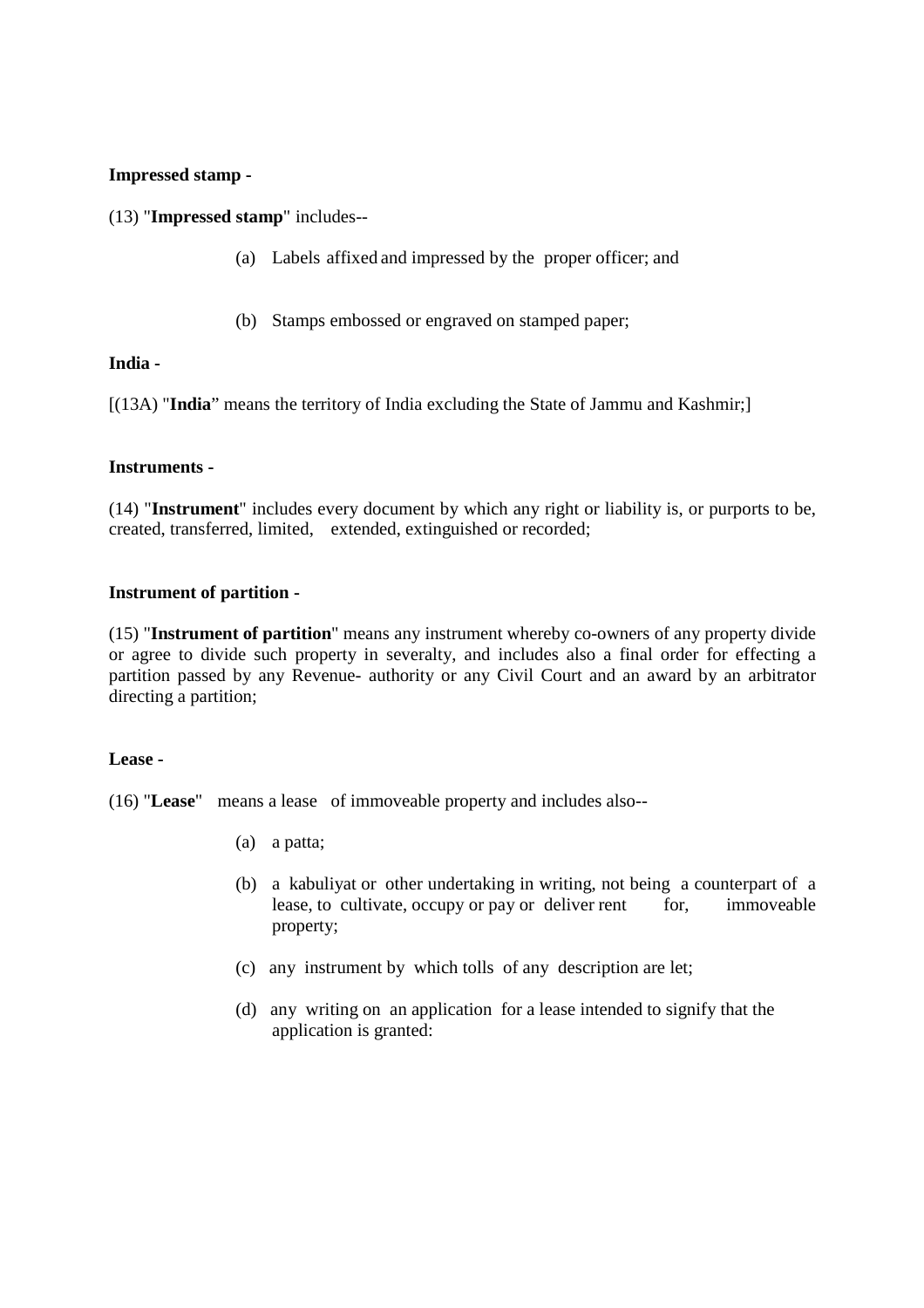**Impressed stamp -**

(13) "**Impressed stamp**" includes--

(a) Labels affixed and impressed by the proper officer; and

(b) Stamps embossed or engraved on stamped paper;

**India -**

[(13A) "**India**" means the territory of India excluding the State of Jammu and Kashmir;]

**Instruments -**

(14) "**Instrument**" includes every document by which any right or liability is, or purports to be, created, transferred, limited, extended, extinguished or recorded;

**Instrument of partition -**

(15) "**Instrument of partition**" means any instrument whereby co-owners of any property divide or agree to divide such property in severalty, and includes also a final order for effecting a partition passed by any Revenue- authority or any Civil Court and an award by an arbitrator directing a partition;

**Lease -**

(16) "**Lease**" means a lease of immoveable property and includes also--

(a) a patta;

(b) a kabuliyat or other undertaking in writing, not being a counterpart of a lease, to cultivate, occupy or pay or deliver rent for, immoveable property;

(c) any instrument by which tolls of any description are let;

(d) any writing on an application for a lease intended to signify that the application is granted: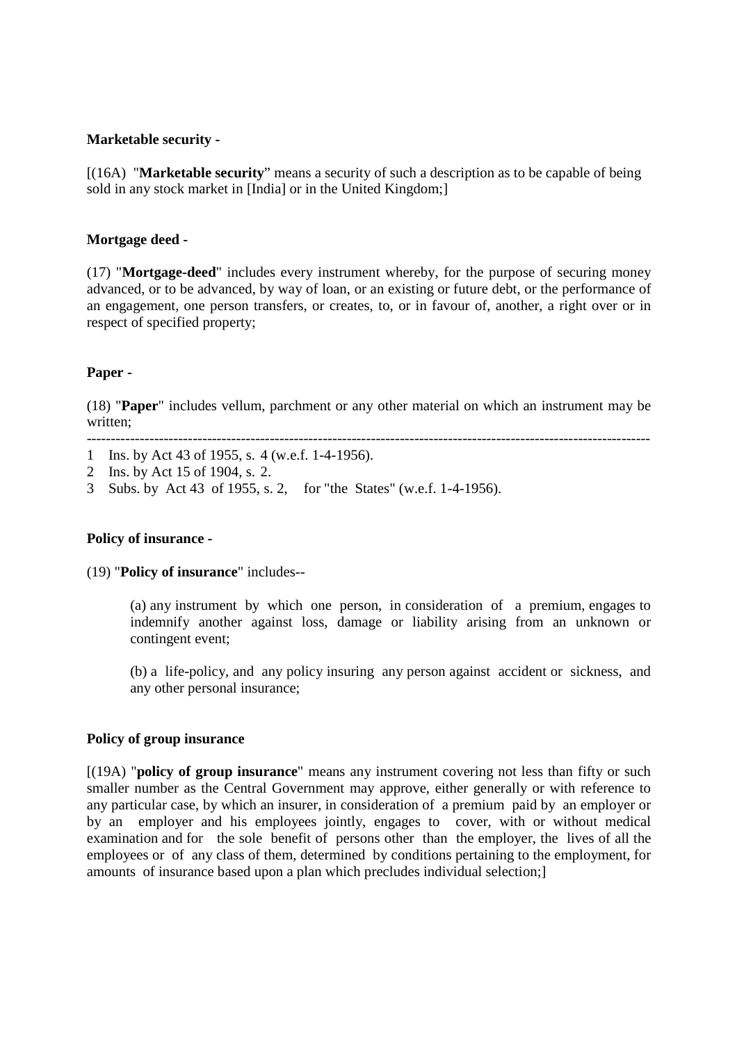**Marketable security -**

[(16A) "**Marketable security**" means a security of such a description as to be capable of being sold in any stock market in [India] or in the United Kingdom;]

**Mortgage deed -**

(17) "**Mortgage-deed**" includes every instrument whereby, for the purpose of securing money advanced, or to be advanced, by way of loan, or an existing or future debt, or the performance of an engagement, one person transfers, or creates, to, or in favour of, another, a right over or in respect of specified property;

**Paper -**

(18) "**Paper**" includes vellum, parchment or any other material on which an instrument may be written;

---

1 Ins. by Act 43 of 1955, s. 4 (w.e.f. 1-4-1956).

2 Ins. by Act 15 of 1904, s. 2.

3 Subs. by Act 43 of 1955, s. 2, for "the States" (w.e.f. 1-4-1956).

**Policy of insurance -**

(19) "**Policy of insurance**" includes--

(a) any instrument by which one person, in consideration of a premium, engages to indemnify another against loss, damage or liability arising from an unknown or contingent event;

(b) a life-policy, and any policy insuring any person against accident or sickness, and any other personal insurance;

**Policy of group insurance**

[(19A) "**policy of group insurance**" means any instrument covering not less than fifty or such smaller number as the Central Government may approve, either generally or with reference to any particular case, by which an insurer, in consideration of a premium paid by an employer or by an employer and his employees jointly, engages to cover, with or without medical examination and for the sole benefit of persons other than the employer, the lives of all the employees or of any class of them, determined by conditions pertaining to the employment, for amounts of insurance based upon a plan which precludes individual selection;]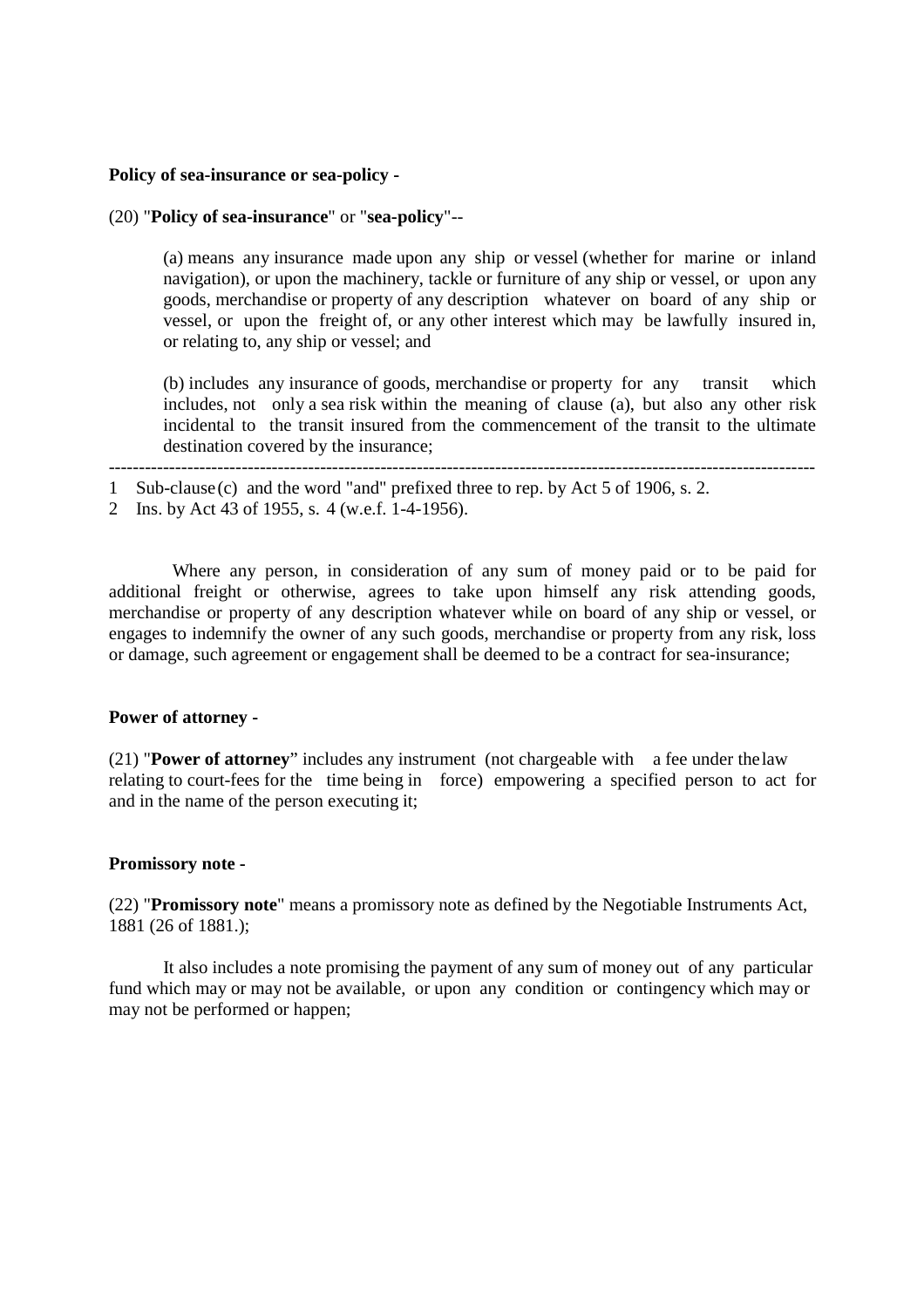**Policy of sea-insurance or sea-policy -**

(20) "**Policy of sea-insurance**" or "**sea-policy**"--

> (a) means any insurance made upon any ship or vessel (whether for marine or inland navigation), or upon the machinery, tackle or furniture of any ship or vessel, or upon any goods, merchandise or property of any description whatever on board of any ship or vessel, or upon the freight of, or any other interest which may be lawfully insured in, or relating to, any ship or vessel; and
>
> (b) includes any insurance of goods, merchandise or property for any transit which includes, not only a sea risk within the meaning of clause (a), but also any other risk incidental to the transit insured from the commencement of the transit to the ultimate destination covered by the insurance;

---

1 Sub-clause (c) and the word "and" prefixed three to rep. by Act 5 of 1906, s. 2.

2 Ins. by Act 43 of 1955, s. 4 (w.e.f. 1-4-1956).

Where any person, in consideration of any sum of money paid or to be paid for additional freight or otherwise, agrees to take upon himself any risk attending goods, merchandise or property of any description whatever while on board of any ship or vessel, or engages to indemnify the owner of any such goods, merchandise or property from any risk, loss or damage, such agreement or engagement shall be deemed to be a contract for sea-insurance;

**Power of attorney -**

(21) "**Power of attorney**" includes any instrument (not chargeable with a fee under the law relating to court-fees for the time being in force) empowering a specified person to act for and in the name of the person executing it;

**Promissory note -**

(22) "**Promissory note**" means a promissory note as defined by the Negotiable Instruments Act, 1881 (26 of 1881.);

It also includes a note promising the payment of any sum of money out of any particular fund which may or may not be available, or upon any condition or contingency which may or may not be performed or happen;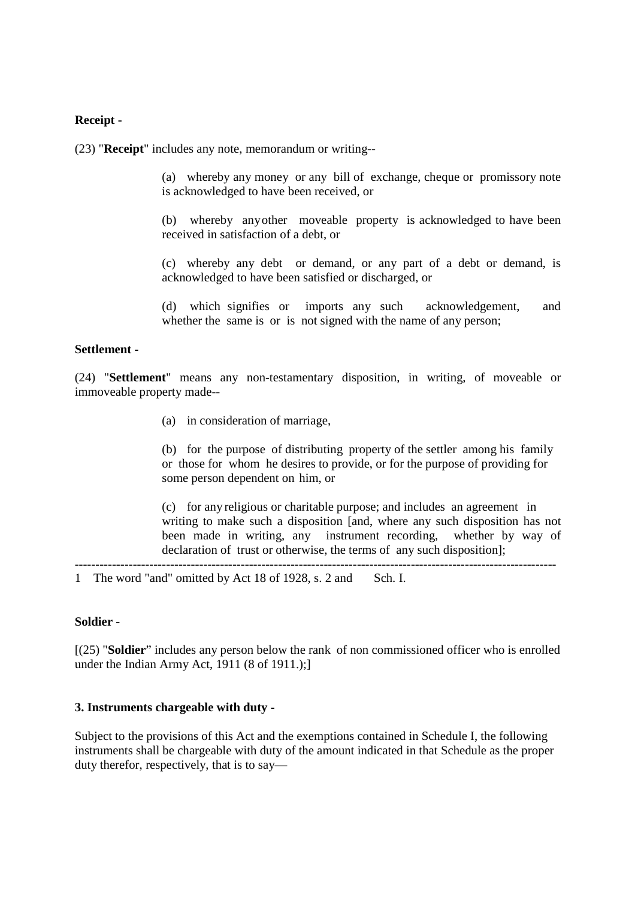**Receipt -**

(23) "**Receipt**" includes any note, memorandum or writing--

(a) whereby any money or any bill of exchange, cheque or promissory note is acknowledged to have been received, or

(b) whereby any other moveable property is acknowledged to have been received in satisfaction of a debt, or

(c) whereby any debt or demand, or any part of a debt or demand, is acknowledged to have been satisfied or discharged, or

(d) which signifies or imports any such acknowledgement, and whether the same is or is not signed with the name of any person;

**Settlement -**

(24) "**Settlement**" means any non-testamentary disposition, in writing, of moveable or immoveable property made--

(a) in consideration of marriage,

(b) for the purpose of distributing property of the settler among his family or those for whom he desires to provide, or for the purpose of providing for some person dependent on him, or

(c) for any religious or charitable purpose; and includes an agreement in writing to make such a disposition [and, where any such disposition has not been made in writing, any instrument recording, whether by way of declaration of trust or otherwise, the terms of any such disposition];

---

1 The word "and" omitted by Act 18 of 1928, s. 2 and Sch. I.

**Soldier -**

[(25) "**Soldier**" includes any person below the rank of non commissioned officer who is enrolled under the Indian Army Act, 1911 (8 of 1911.);]

**3. Instruments chargeable with duty -**

Subject to the provisions of this Act and the exemptions contained in Schedule I, the following instruments shall be chargeable with duty of the amount indicated in that Schedule as the proper duty therefor, respectively, that is to say—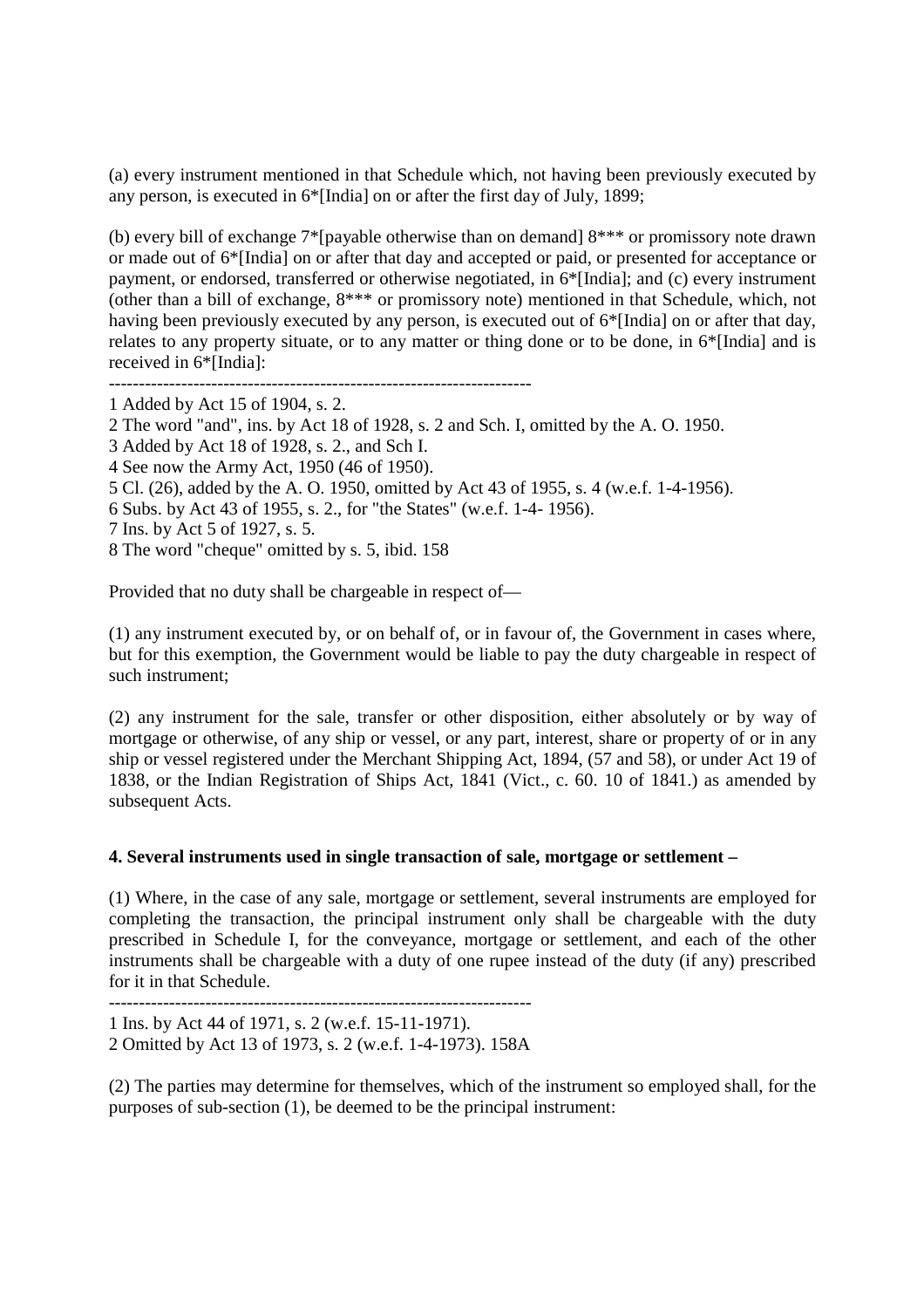(a) every instrument mentioned in that Schedule which, not having been previously executed by any person, is executed in 6*[India] on or after the first day of July, 1899;

(b) every bill of exchange 7*[payable otherwise than on demand] 8*** or promissory note drawn or made out of 6*[India] on or after that day and accepted or paid, or presented for acceptance or payment, or endorsed, transferred or otherwise negotiated, in 6*[India]; and (c) every instrument (other than a bill of exchange, 8*** or promissory note) mentioned in that Schedule, which, not having been previously executed by any person, is executed out of 6*[India] on or after that day, relates to any property situate, or to any matter or thing done or to be done, in 6*[India] and is received in 6*[India]:

---------------------------------------------------------------------

1 Added by Act 15 of 1904, s. 2.

2 The word "and", ins. by Act 18 of 1928, s. 2 and Sch. I, omitted by the A. O. 1950.

3 Added by Act 18 of 1928, s. 2., and Sch I.

4 See now the Army Act, 1950 (46 of 1950).

5 Cl. (26), added by the A. O. 1950, omitted by Act 43 of 1955, s. 4 (w.e.f. 1-4-1956).

6 Subs. by Act 43 of 1955, s. 2., for "the States" (w.e.f. 1-4- 1956).

7 Ins. by Act 5 of 1927, s. 5.

8 The word "cheque" omitted by s. 5, ibid. 158

Provided that no duty shall be chargeable in respect of—

(1) any instrument executed by, or on behalf of, or in favour of, the Government in cases where, but for this exemption, the Government would be liable to pay the duty chargeable in respect of such instrument;

(2) any instrument for the sale, transfer or other disposition, either absolutely or by way of mortgage or otherwise, of any ship or vessel, or any part, interest, share or property of or in any ship or vessel registered under the Merchant Shipping Act, 1894, (57 and 58), or under Act 19 of 1838, or the Indian Registration of Ships Act, 1841 (Vict., c. 60. 10 of 1841.) as amended by subsequent Acts.

**4. Several instruments used in single transaction of sale, mortgage or settlement –**

(1) Where, in the case of any sale, mortgage or settlement, several instruments are employed for completing the transaction, the principal instrument only shall be chargeable with the duty prescribed in Schedule I, for the conveyance, mortgage or settlement, and each of the other instruments shall be chargeable with a duty of one rupee instead of the duty (if any) prescribed for it in that Schedule.

---------------------------------------------------------------------

1 Ins. by Act 44 of 1971, s. 2 (w.e.f. 15-11-1971).

2 Omitted by Act 13 of 1973, s. 2 (w.e.f. 1-4-1973). 158A

(2) The parties may determine for themselves, which of the instrument so employed shall, for the purposes of sub-section (1), be deemed to be the principal instrument: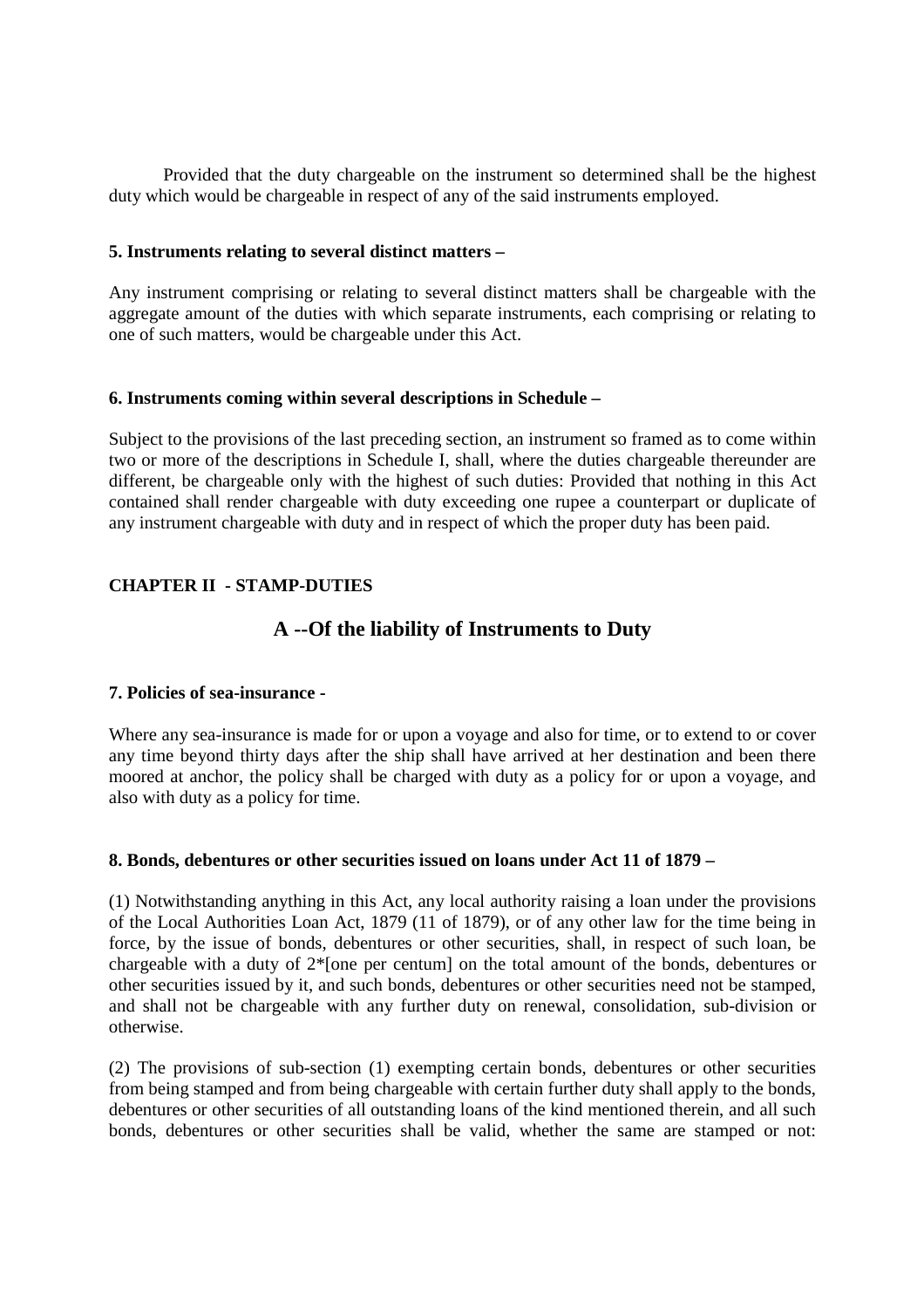Provided that the duty chargeable on the instrument so determined shall be the highest duty which would be chargeable in respect of any of the said instruments employed.

**5. Instruments relating to several distinct matters –**

Any instrument comprising or relating to several distinct matters shall be chargeable with the aggregate amount of the duties with which separate instruments, each comprising or relating to one of such matters, would be chargeable under this Act.

**6. Instruments coming within several descriptions in Schedule –**

Subject to the provisions of the last preceding section, an instrument so framed as to come within two or more of the descriptions in Schedule I, shall, where the duties chargeable thereunder are different, be chargeable only with the highest of such duties: Provided that nothing in this Act contained shall render chargeable with duty exceeding one rupee a counterpart or duplicate of any instrument chargeable with duty and in respect of which the proper duty has been paid.

**CHAPTER II - STAMP-DUTIES**

## A --Of the liability of Instruments to Duty

**7. Policies of sea-insurance -**

Where any sea-insurance is made for or upon a voyage and also for time, or to extend to or cover any time beyond thirty days after the ship shall have arrived at her destination and been there moored at anchor, the policy shall be charged with duty as a policy for or upon a voyage, and also with duty as a policy for time.

**8. Bonds, debentures or other securities issued on loans under Act 11 of 1879 –**

(1) Notwithstanding anything in this Act, any local authority raising a loan under the provisions of the Local Authorities Loan Act, 1879 (11 of 1879), or of any other law for the time being in force, by the issue of bonds, debentures or other securities, shall, in respect of such loan, be chargeable with a duty of 2*[one per centum] on the total amount of the bonds, debentures or other securities issued by it, and such bonds, debentures or other securities need not be stamped, and shall not be chargeable with any further duty on renewal, consolidation, sub-division or otherwise.

(2) The provisions of sub-section (1) exempting certain bonds, debentures or other securities from being stamped and from being chargeable with certain further duty shall apply to the bonds, debentures or other securities of all outstanding loans of the kind mentioned therein, and all such bonds, debentures or other securities shall be valid, whether the same are stamped or not: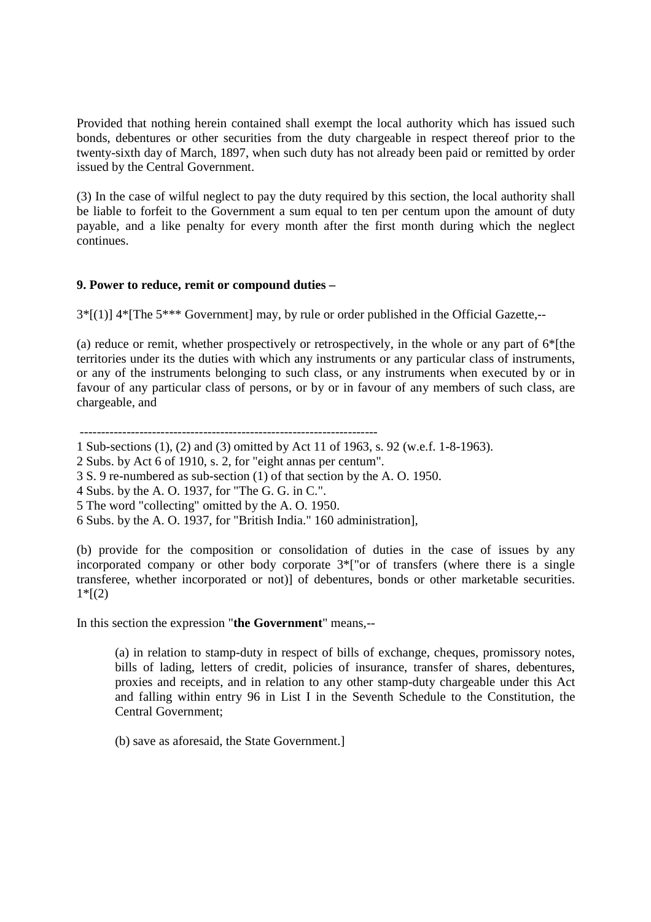Provided that nothing herein contained shall exempt the local authority which has issued such bonds, debentures or other securities from the duty chargeable in respect thereof prior to the twenty-sixth day of March, 1897, when such duty has not already been paid or remitted by order issued by the Central Government.

(3) In the case of wilful neglect to pay the duty required by this section, the local authority shall be liable to forfeit to the Government a sum equal to ten per centum upon the amount of duty payable, and a like penalty for every month after the first month during which the neglect continues.

**9. Power to reduce, remit or compound duties –**

3*[(1)] 4*[The 5*** Government] may, by rule or order published in the Official Gazette,--

(a) reduce or remit, whether prospectively or retrospectively, in the whole or any part of 6*[the territories under its the duties with which any instruments or any particular class of instruments, or any of the instruments belonging to such class, or any instruments when executed by or in favour of any particular class of persons, or by or in favour of any members of such class, are chargeable, and

----------------------------------------------------------------------

1 Sub-sections (1), (2) and (3) omitted by Act 11 of 1963, s. 92 (w.e.f. 1-8-1963).

2 Subs. by Act 6 of 1910, s. 2, for "eight annas per centum".

3 S. 9 re-numbered as sub-section (1) of that section by the A. O. 1950.

4 Subs. by the A. O. 1937, for "The G. G. in C.".

5 The word "collecting" omitted by the A. O. 1950.

6 Subs. by the A. O. 1937, for "British India." 160 administration],

(b) provide for the composition or consolidation of duties in the case of issues by any incorporated company or other body corporate 3*["or of transfers (where there is a single transferee, whether incorporated or not)] of debentures, bonds or other marketable securities. 1*[(2)

In this section the expression "**the Government**" means,--

(a) in relation to stamp-duty in respect of bills of exchange, cheques, promissory notes, bills of lading, letters of credit, policies of insurance, transfer of shares, debentures, proxies and receipts, and in relation to any other stamp-duty chargeable under this Act and falling within entry 96 in List I in the Seventh Schedule to the Constitution, the Central Government;

(b) save as aforesaid, the State Government.]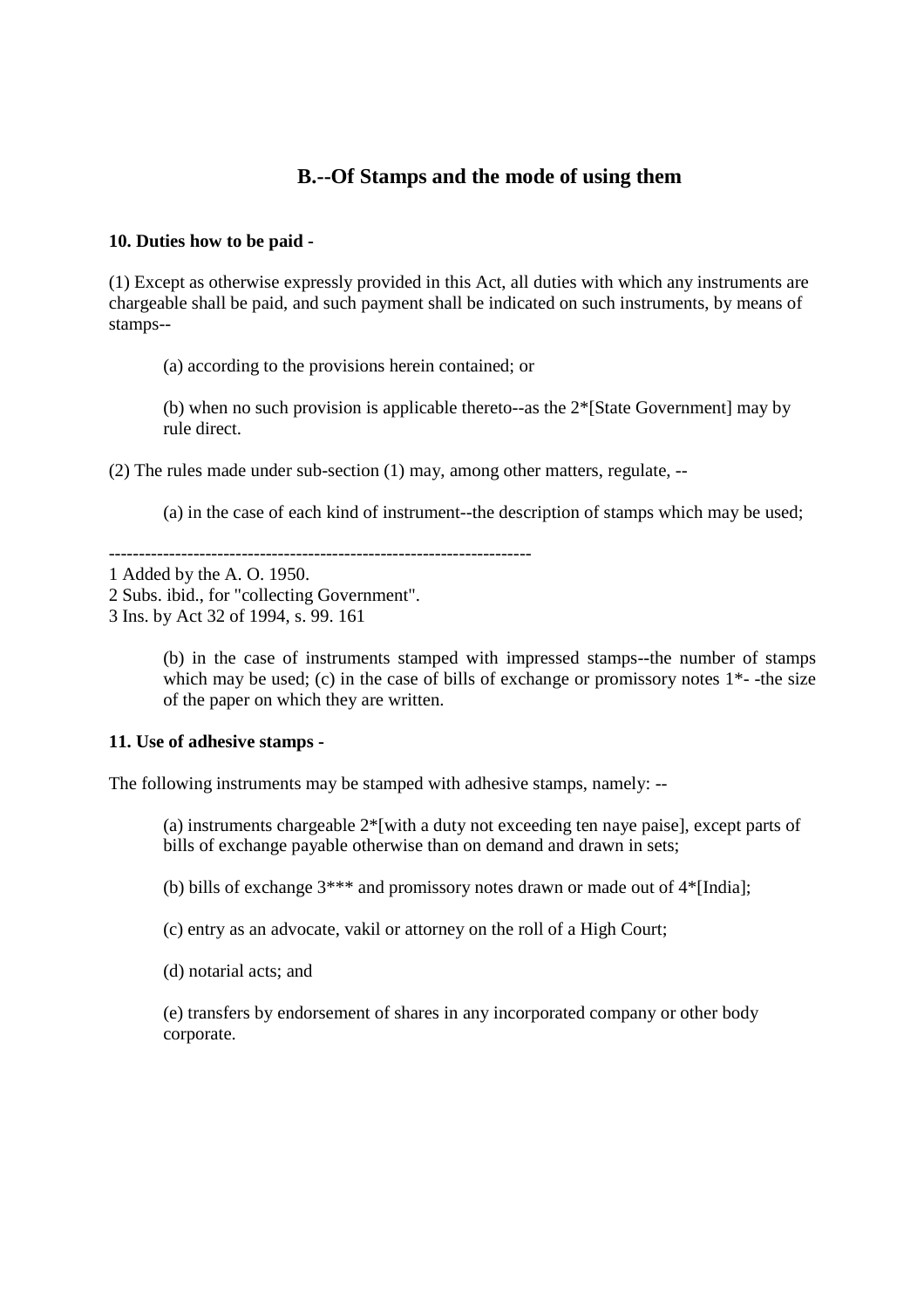## B.--Of Stamps and the mode of using them

**10. Duties how to be paid -**

(1) Except as otherwise expressly provided in this Act, all duties with which any instruments are chargeable shall be paid, and such payment shall be indicated on such instruments, by means of stamps--

(a) according to the provisions herein contained; or

(b) when no such provision is applicable thereto--as the 2*[State Government] may by rule direct.

(2) The rules made under sub-section (1) may, among other matters, regulate, --

(a) in the case of each kind of instrument--the description of stamps which may be used;

----------------------------------------------------------------------

1 Added by the A. O. 1950.
2 Subs. ibid., for "collecting Government".
3 Ins. by Act 32 of 1994, s. 99. 161

(b) in the case of instruments stamped with impressed stamps--the number of stamps which may be used; (c) in the case of bills of exchange or promissory notes 1*- -the size of the paper on which they are written.

**11. Use of adhesive stamps -**

The following instruments may be stamped with adhesive stamps, namely: --

(a) instruments chargeable 2*[with a duty not exceeding ten naye paise], except parts of bills of exchange payable otherwise than on demand and drawn in sets;

(b) bills of exchange 3*** and promissory notes drawn or made out of 4*[India];

(c) entry as an advocate, vakil or attorney on the roll of a High Court;

(d) notarial acts; and

(e) transfers by endorsement of shares in any incorporated company or other body corporate.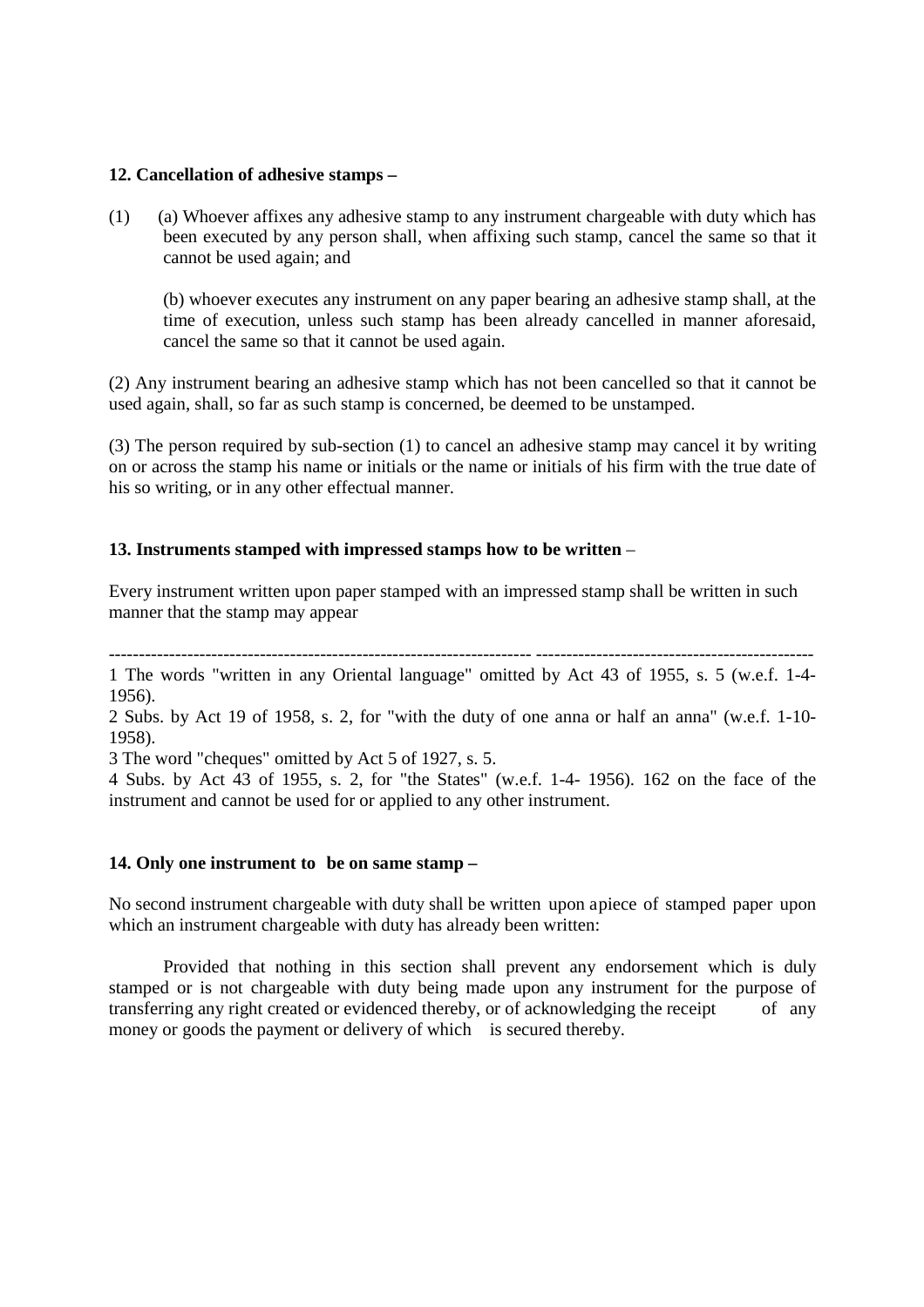**12. Cancellation of adhesive stamps –**

(1) (a) Whoever affixes any adhesive stamp to any instrument chargeable with duty which has been executed by any person shall, when affixing such stamp, cancel the same so that it cannot be used again; and

(b) whoever executes any instrument on any paper bearing an adhesive stamp shall, at the time of execution, unless such stamp has been already cancelled in manner aforesaid, cancel the same so that it cannot be used again.

(2) Any instrument bearing an adhesive stamp which has not been cancelled so that it cannot be used again, shall, so far as such stamp is concerned, be deemed to be unstamped.

(3) The person required by sub-section (1) to cancel an adhesive stamp may cancel it by writing on or across the stamp his name or initials or the name or initials of his firm with the true date of his so writing, or in any other effectual manner.

**13. Instruments stamped with impressed stamps how to be written** –

Every instrument written upon paper stamped with an impressed stamp shall be written in such manner that the stamp may appear

---

1 The words "written in any Oriental language" omitted by Act 43 of 1955, s. 5 (w.e.f. 1-4-1956).

2 Subs. by Act 19 of 1958, s. 2, for "with the duty of one anna or half an anna" (w.e.f. 1-10-1958).

3 The word "cheques" omitted by Act 5 of 1927, s. 5.

4 Subs. by Act 43 of 1955, s. 2, for "the States" (w.e.f. 1-4- 1956). 162 on the face of the instrument and cannot be used for or applied to any other instrument.

**14. Only one instrument to be on same stamp –**

No second instrument chargeable with duty shall be written upon apiece of stamped paper upon which an instrument chargeable with duty has already been written:

Provided that nothing in this section shall prevent any endorsement which is duly stamped or is not chargeable with duty being made upon any instrument for the purpose of transferring any right created or evidenced thereby, or of acknowledging the receipt of any money or goods the payment or delivery of which is secured thereby.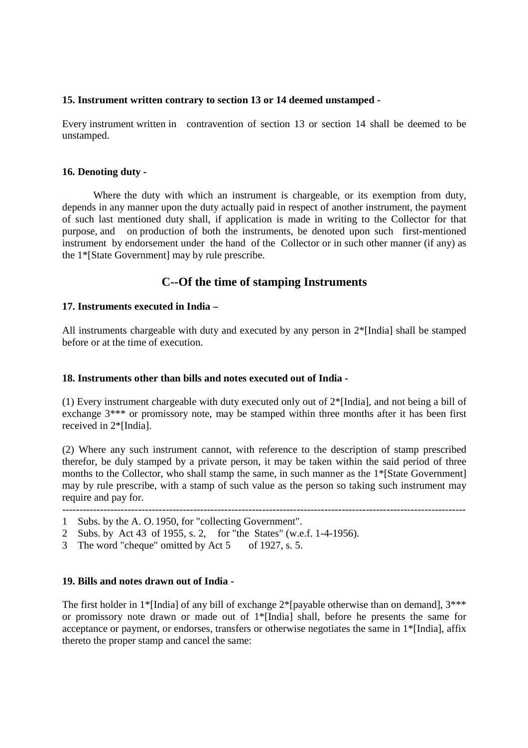**15. Instrument written contrary to section 13 or 14 deemed unstamped -**

Every instrument written in contravention of section 13 or section 14 shall be deemed to be unstamped.

**16. Denoting duty -**

Where the duty with which an instrument is chargeable, or its exemption from duty, depends in any manner upon the duty actually paid in respect of another instrument, the payment of such last mentioned duty shall, if application is made in writing to the Collector for that purpose, and on production of both the instruments, be denoted upon such first-mentioned instrument by endorsement under the hand of the Collector or in such other manner (if any) as the 1*[State Government] may by rule prescribe.

## C--Of the time of stamping Instruments

**17. Instruments executed in India –**

All instruments chargeable with duty and executed by any person in 2*[India] shall be stamped before or at the time of execution.

**18. Instruments other than bills and notes executed out of India -**

(1) Every instrument chargeable with duty executed only out of 2*[India], and not being a bill of exchange 3*** or promissory note, may be stamped within three months after it has been first received in 2*[India].

(2) Where any such instrument cannot, with reference to the description of stamp prescribed therefor, be duly stamped by a private person, it may be taken within the said period of three months to the Collector, who shall stamp the same, in such manner as the 1*[State Government] may by rule prescribe, with a stamp of such value as the person so taking such instrument may require and pay for.

---

1 Subs. by the A. O. 1950, for "collecting Government".

2 Subs. by Act 43 of 1955, s. 2, for "the States" (w.e.f. 1-4-1956).

3 The word "cheque" omitted by Act 5 of 1927, s. 5.

**19. Bills and notes drawn out of India -**

The first holder in 1*[India] of any bill of exchange 2*[payable otherwise than on demand], 3*** or promissory note drawn or made out of 1*[India] shall, before he presents the same for acceptance or payment, or endorses, transfers or otherwise negotiates the same in 1*[India], affix thereto the proper stamp and cancel the same: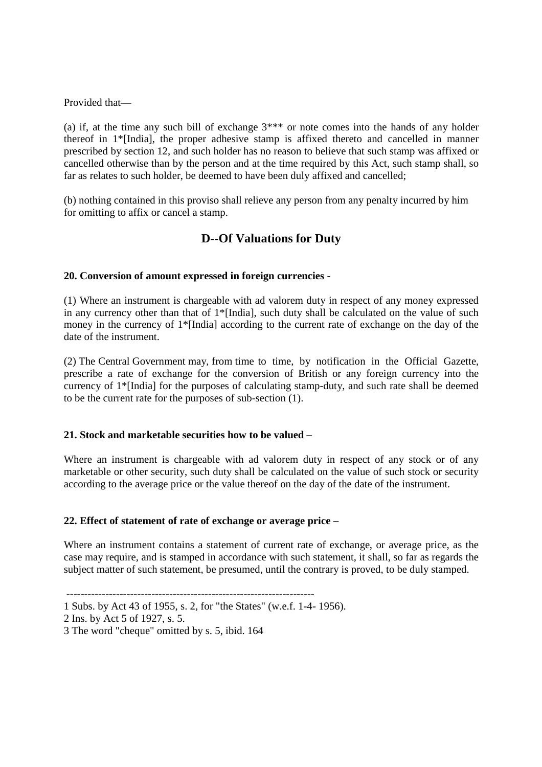Provided that—

(a) if, at the time any such bill of exchange 3*** or note comes into the hands of any holder thereof in 1*[India], the proper adhesive stamp is affixed thereto and cancelled in manner prescribed by section 12, and such holder has no reason to believe that such stamp was affixed or cancelled otherwise than by the person and at the time required by this Act, such stamp shall, so far as relates to such holder, be deemed to have been duly affixed and cancelled;

(b) nothing contained in this proviso shall relieve any person from any penalty incurred by him for omitting to affix or cancel a stamp.

## D--Of Valuations for Duty

**20. Conversion of amount expressed in foreign currencies -**

(1) Where an instrument is chargeable with ad valorem duty in respect of any money expressed in any currency other than that of 1*[India], such duty shall be calculated on the value of such money in the currency of 1*[India] according to the current rate of exchange on the day of the date of the instrument.

(2) The Central Government may, from time to time, by notification in the Official Gazette, prescribe a rate of exchange for the conversion of British or any foreign currency into the currency of 1*[India] for the purposes of calculating stamp-duty, and such rate shall be deemed to be the current rate for the purposes of sub-section (1).

**21. Stock and marketable securities how to be valued –**

Where an instrument is chargeable with ad valorem duty in respect of any stock or of any marketable or other security, such duty shall be calculated on the value of such stock or security according to the average price or the value thereof on the day of the date of the instrument.

**22. Effect of statement of rate of exchange or average price –**

Where an instrument contains a statement of current rate of exchange, or average price, as the case may require, and is stamped in accordance with such statement, it shall, so far as regards the subject matter of such statement, be presumed, until the contrary is proved, to be duly stamped.

---

1 Subs. by Act 43 of 1955, s. 2, for "the States" (w.e.f. 1-4- 1956).

2 Ins. by Act 5 of 1927, s. 5.

3 The word "cheque" omitted by s. 5, ibid. 164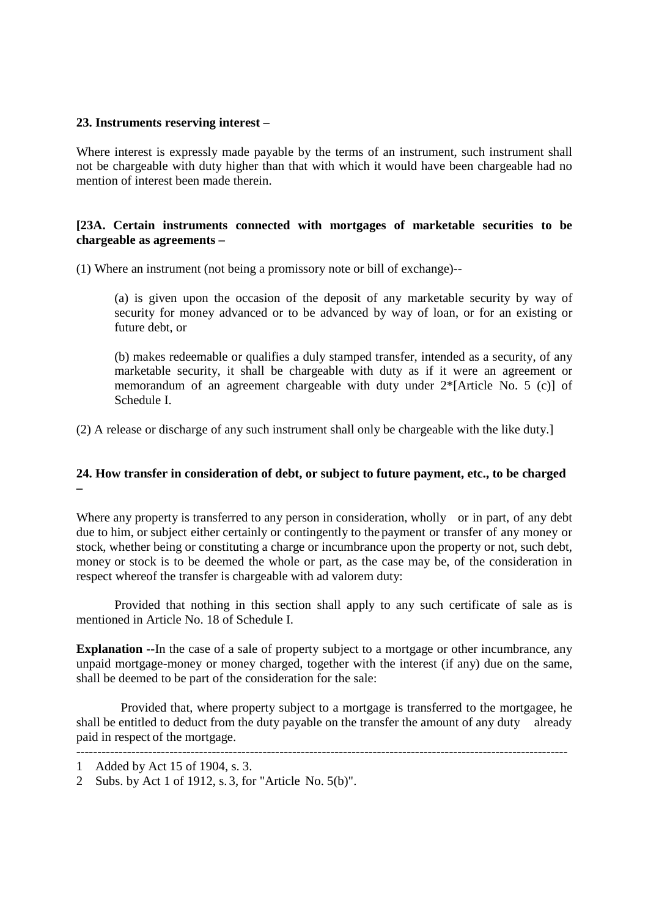**23. Instruments reserving interest –**

Where interest is expressly made payable by the terms of an instrument, such instrument shall not be chargeable with duty higher than that with which it would have been chargeable had no mention of interest been made therein.

**[23A. Certain instruments connected with mortgages of marketable securities to be chargeable as agreements –**

(1) Where an instrument (not being a promissory note or bill of exchange)--

(a) is given upon the occasion of the deposit of any marketable security by way of security for money advanced or to be advanced by way of loan, or for an existing or future debt, or

(b) makes redeemable or qualifies a duly stamped transfer, intended as a security, of any marketable security, it shall be chargeable with duty as if it were an agreement or memorandum of an agreement chargeable with duty under 2*[Article No. 5 (c)] of Schedule I.

(2) A release or discharge of any such instrument shall only be chargeable with the like duty.]

**24. How transfer in consideration of debt, or subject to future payment, etc., to be charged –**

Where any property is transferred to any person in consideration, wholly or in part, of any debt due to him, or subject either certainly or contingently to the payment or transfer of any money or stock, whether being or constituting a charge or incumbrance upon the property or not, such debt, money or stock is to be deemed the whole or part, as the case may be, of the consideration in respect whereof the transfer is chargeable with ad valorem duty:

Provided that nothing in this section shall apply to any such certificate of sale as is mentioned in Article No. 18 of Schedule I.

**Explanation** --In the case of a sale of property subject to a mortgage or other incumbrance, any unpaid mortgage-money or money charged, together with the interest (if any) due on the same, shall be deemed to be part of the consideration for the sale:

Provided that, where property subject to a mortgage is transferred to the mortgagee, he shall be entitled to deduct from the duty payable on the transfer the amount of any duty already paid in respect of the mortgage.

---

1 Added by Act 15 of 1904, s. 3.

2 Subs. by Act 1 of 1912, s. 3, for "Article No. 5(b)".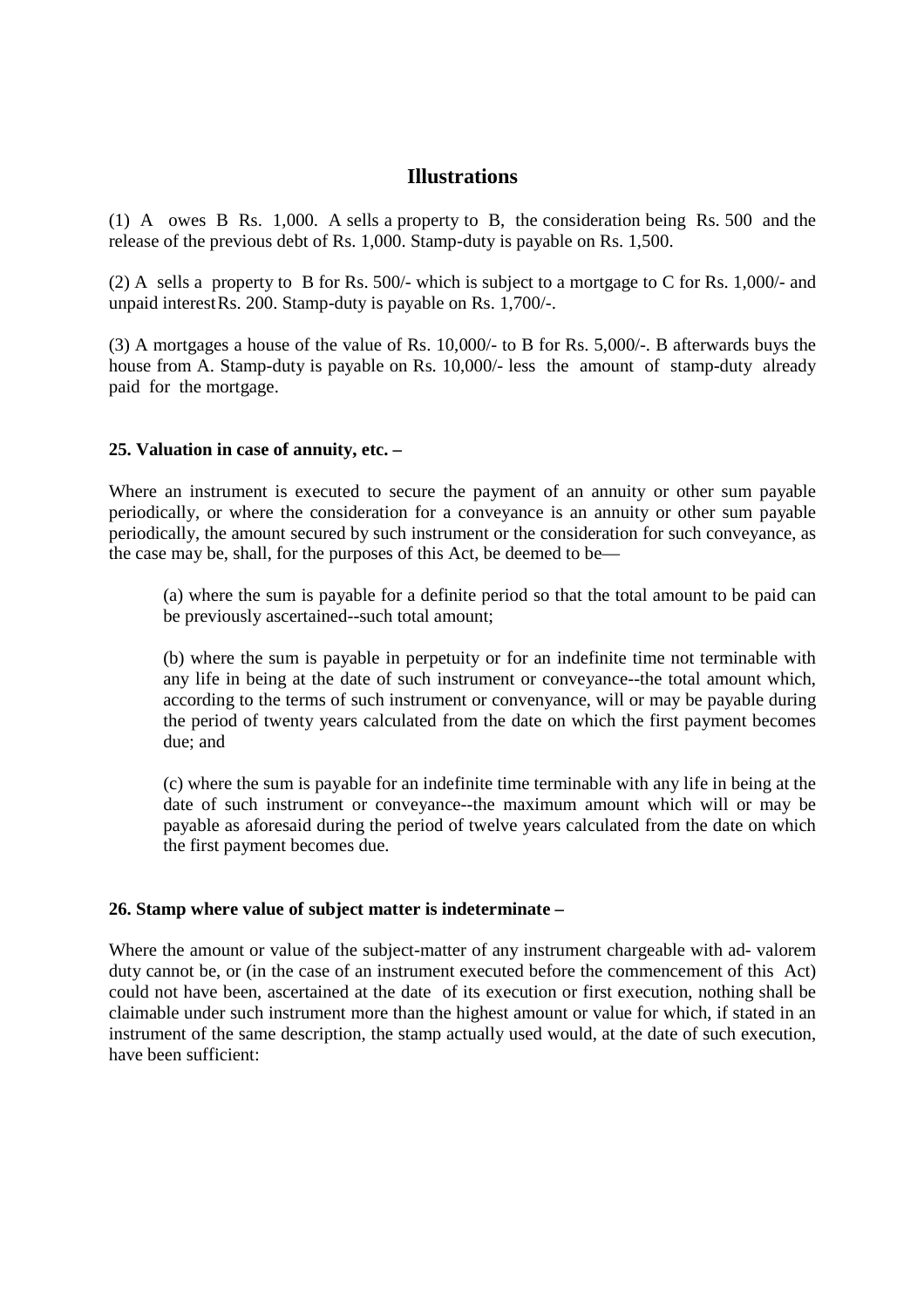## Illustrations

(1) A owes B Rs. 1,000. A sells a property to B, the consideration being Rs. 500 and the release of the previous debt of Rs. 1,000. Stamp-duty is payable on Rs. 1,500.

(2) A sells a property to B for Rs. 500/- which is subject to a mortgage to C for Rs. 1,000/- and unpaid interest Rs. 200. Stamp-duty is payable on Rs. 1,700/-.

(3) A mortgages a house of the value of Rs. 10,000/- to B for Rs. 5,000/-. B afterwards buys the house from A. Stamp-duty is payable on Rs. 10,000/- less the amount of stamp-duty already paid for the mortgage.

**25. Valuation in case of annuity, etc. –**

Where an instrument is executed to secure the payment of an annuity or other sum payable periodically, or where the consideration for a conveyance is an annuity or other sum payable periodically, the amount secured by such instrument or the consideration for such conveyance, as the case may be, shall, for the purposes of this Act, be deemed to be—

(a) where the sum is payable for a definite period so that the total amount to be paid can be previously ascertained--such total amount;

(b) where the sum is payable in perpetuity or for an indefinite time not terminable with any life in being at the date of such instrument or conveyance--the total amount which, according to the terms of such instrument or convenyance, will or may be payable during the period of twenty years calculated from the date on which the first payment becomes due; and

(c) where the sum is payable for an indefinite time terminable with any life in being at the date of such instrument or conveyance--the maximum amount which will or may be payable as aforesaid during the period of twelve years calculated from the date on which the first payment becomes due.

**26. Stamp where value of subject matter is indeterminate –**

Where the amount or value of the subject-matter of any instrument chargeable with ad- valorem duty cannot be, or (in the case of an instrument executed before the commencement of this Act) could not have been, ascertained at the date of its execution or first execution, nothing shall be claimable under such instrument more than the highest amount or value for which, if stated in an instrument of the same description, the stamp actually used would, at the date of such execution, have been sufficient: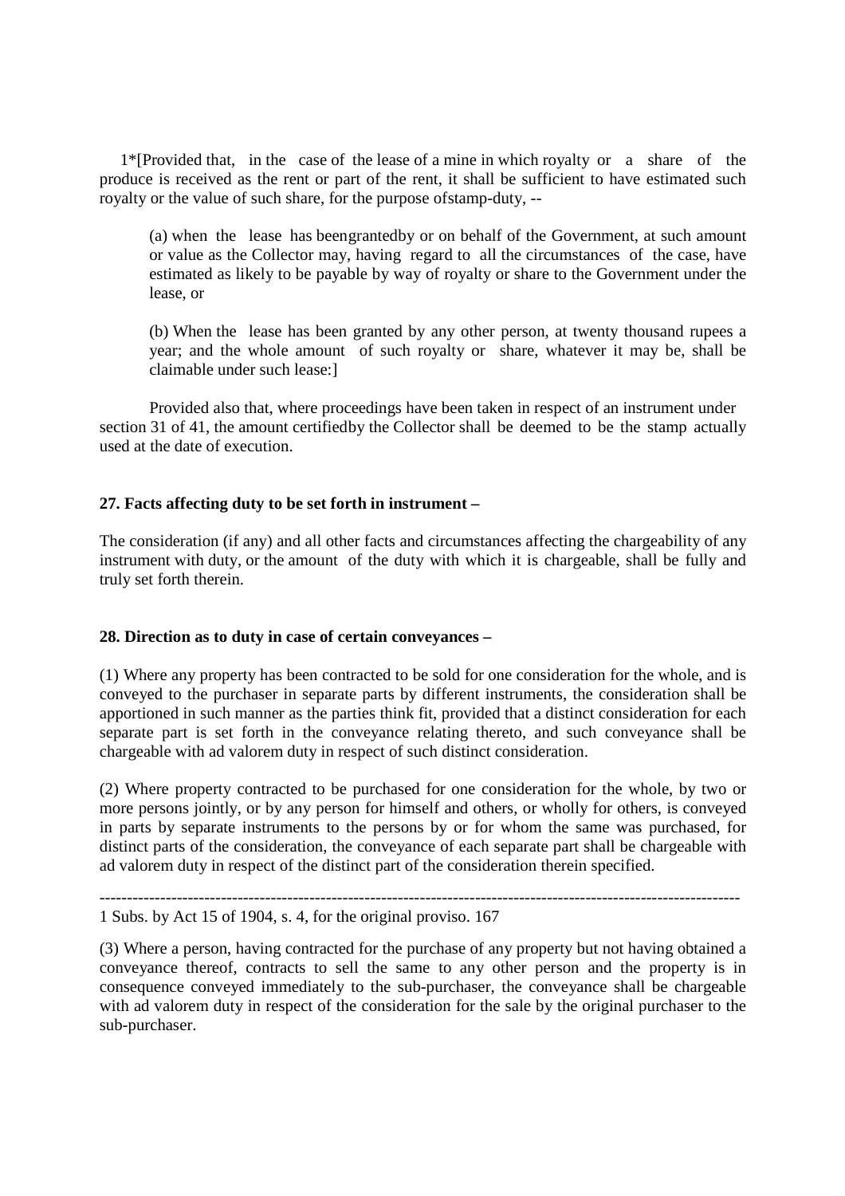1*[Provided that, in the case of the lease of a mine in which royalty or a share of the produce is received as the rent or part of the rent, it shall be sufficient to have estimated such royalty or the value of such share, for the purpose ofstamp-duty, --

(a) when the lease has beengrantedby or on behalf of the Government, at such amount or value as the Collector may, having regard to all the circumstances of the case, have estimated as likely to be payable by way of royalty or share to the Government under the lease, or

(b) When the lease has been granted by any other person, at twenty thousand rupees a year; and the whole amount of such royalty or share, whatever it may be, shall be claimable under such lease:]

Provided also that, where proceedings have been taken in respect of an instrument under section 31 of 41, the amount certifiedby the Collector shall be deemed to be the stamp actually used at the date of execution.

### 27. Facts affecting duty to be set forth in instrument –

The consideration (if any) and all other facts and circumstances affecting the chargeability of any instrument with duty, or the amount of the duty with which it is chargeable, shall be fully and truly set forth therein.

### 28. Direction as to duty in case of certain conveyances –

(1) Where any property has been contracted to be sold for one consideration for the whole, and is conveyed to the purchaser in separate parts by different instruments, the consideration shall be apportioned in such manner as the parties think fit, provided that a distinct consideration for each separate part is set forth in the conveyance relating thereto, and such conveyance shall be chargeable with ad valorem duty in respect of such distinct consideration.

(2) Where property contracted to be purchased for one consideration for the whole, by two or more persons jointly, or by any person for himself and others, or wholly for others, is conveyed in parts by separate instruments to the persons by or for whom the same was purchased, for distinct parts of the consideration, the conveyance of each separate part shall be chargeable with ad valorem duty in respect of the distinct part of the consideration therein specified.

---

1 Subs. by Act 15 of 1904, s. 4, for the original proviso. 167

(3) Where a person, having contracted for the purchase of any property but not having obtained a conveyance thereof, contracts to sell the same to any other person and the property is in consequence conveyed immediately to the sub-purchaser, the conveyance shall be chargeable with ad valorem duty in respect of the consideration for the sale by the original purchaser to the sub-purchaser.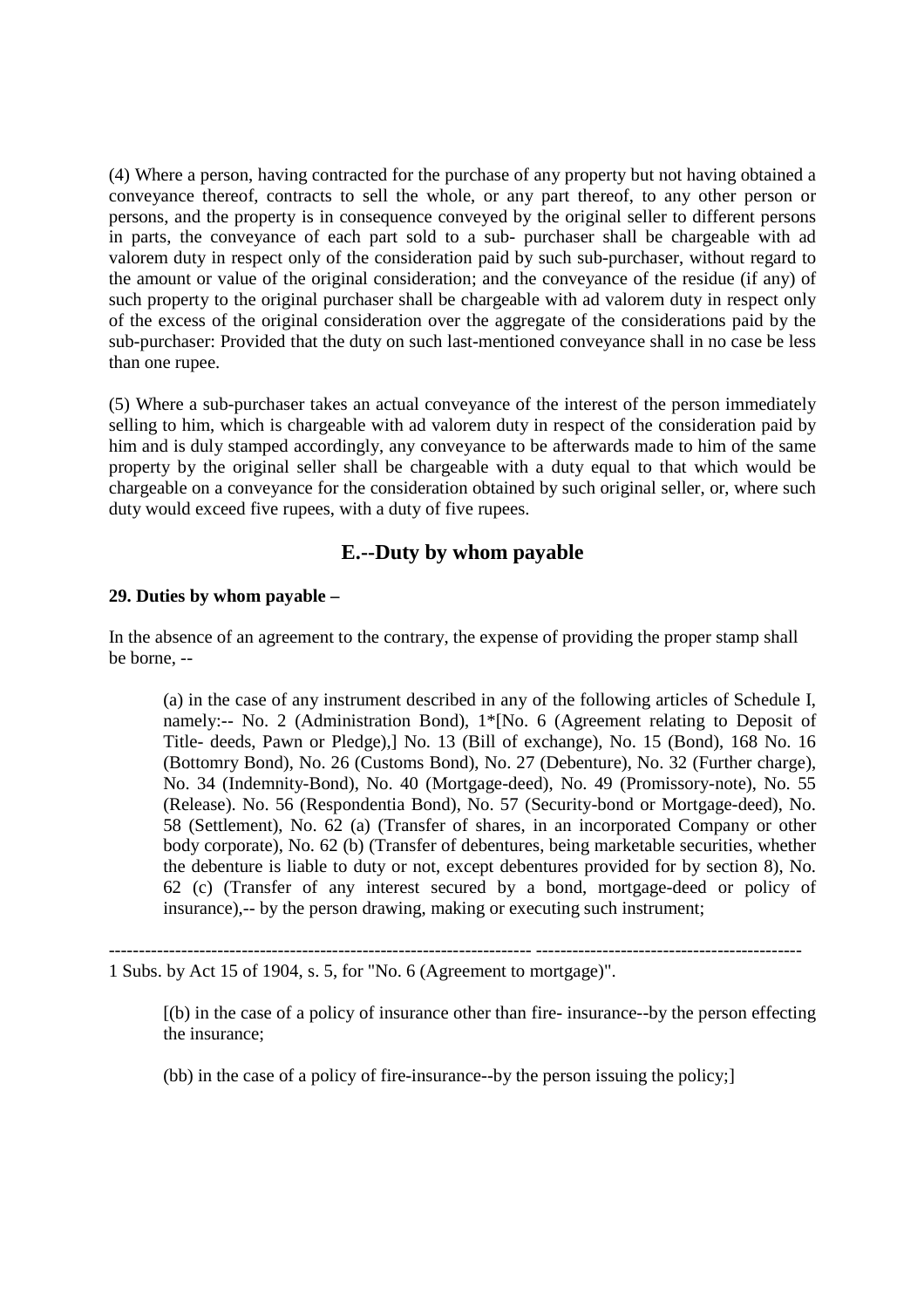(4) Where a person, having contracted for the purchase of any property but not having obtained a conveyance thereof, contracts to sell the whole, or any part thereof, to any other person or persons, and the property is in consequence conveyed by the original seller to different persons in parts, the conveyance of each part sold to a sub- purchaser shall be chargeable with ad valorem duty in respect only of the consideration paid by such sub-purchaser, without regard to the amount or value of the original consideration; and the conveyance of the residue (if any) of such property to the original purchaser shall be chargeable with ad valorem duty in respect only of the excess of the original consideration over the aggregate of the considerations paid by the sub-purchaser: Provided that the duty on such last-mentioned conveyance shall in no case be less than one rupee.

(5) Where a sub-purchaser takes an actual conveyance of the interest of the person immediately selling to him, which is chargeable with ad valorem duty in respect of the consideration paid by him and is duly stamped accordingly, any conveyance to be afterwards made to him of the same property by the original seller shall be chargeable with a duty equal to that which would be chargeable on a conveyance for the consideration obtained by such original seller, or, where such duty would exceed five rupees, with a duty of five rupees.

## E.--Duty by whom payable

**29. Duties by whom payable –**

In the absence of an agreement to the contrary, the expense of providing the proper stamp shall be borne, --

> (a) in the case of any instrument described in any of the following articles of Schedule I, namely:-- No. 2 (Administration Bond), 1*[No. 6 (Agreement relating to Deposit of Title- deeds, Pawn or Pledge),] No. 13 (Bill of exchange), No. 15 (Bond), 168 No. 16 (Bottomry Bond), No. 26 (Customs Bond), No. 27 (Debenture), No. 32 (Further charge), No. 34 (Indemnity-Bond), No. 40 (Mortgage-deed), No. 49 (Promissory-note), No. 55 (Release). No. 56 (Respondentia Bond), No. 57 (Security-bond or Mortgage-deed), No. 58 (Settlement), No. 62 (a) (Transfer of shares, in an incorporated Company or other body corporate), No. 62 (b) (Transfer of debentures, being marketable securities, whether the debenture is liable to duty or not, except debentures provided for by section 8), No. 62 (c) (Transfer of any interest secured by a bond, mortgage-deed or policy of insurance),-- by the person drawing, making or executing such instrument;

---

1 Subs. by Act 15 of 1904, s. 5, for "No. 6 (Agreement to mortgage)".

> [(b) in the case of a policy of insurance other than fire- insurance--by the person effecting the insurance;
>
> (bb) in the case of a policy of fire-insurance--by the person issuing the policy;]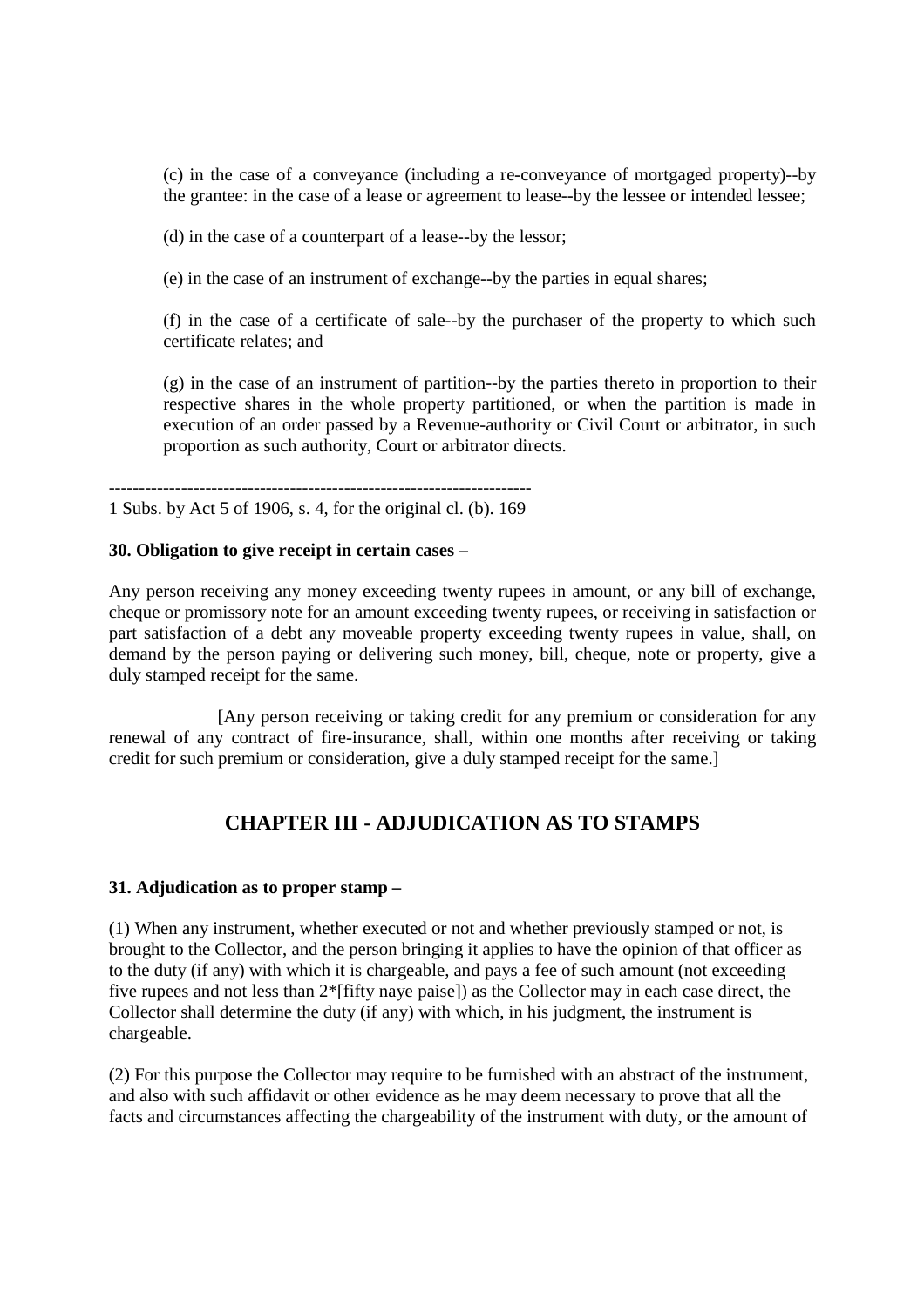(c) in the case of a conveyance (including a re-conveyance of mortgaged property)--by the grantee: in the case of a lease or agreement to lease--by the lessee or intended lessee;

(d) in the case of a counterpart of a lease--by the lessor;

(e) in the case of an instrument of exchange--by the parties in equal shares;

(f) in the case of a certificate of sale--by the purchaser of the property to which such certificate relates; and

(g) in the case of an instrument of partition--by the parties thereto in proportion to their respective shares in the whole property partitioned, or when the partition is made in execution of an order passed by a Revenue-authority or Civil Court or arbitrator, in such proportion as such authority, Court or arbitrator directs.

----------------------------------------------------------------------

1 Subs. by Act 5 of 1906, s. 4, for the original cl. (b). 169

**30. Obligation to give receipt in certain cases –**

Any person receiving any money exceeding twenty rupees in amount, or any bill of exchange, cheque or promissory note for an amount exceeding twenty rupees, or receiving in satisfaction or part satisfaction of a debt any moveable property exceeding twenty rupees in value, shall, on demand by the person paying or delivering such money, bill, cheque, note or property, give a duly stamped receipt for the same.

[Any person receiving or taking credit for any premium or consideration for any renewal of any contract of fire-insurance, shall, within one months after receiving or taking credit for such premium or consideration, give a duly stamped receipt for the same.]

## CHAPTER III - ADJUDICATION AS TO STAMPS

**31. Adjudication as to proper stamp –**

(1) When any instrument, whether executed or not and whether previously stamped or not, is brought to the Collector, and the person bringing it applies to have the opinion of that officer as to the duty (if any) with which it is chargeable, and pays a fee of such amount (not exceeding five rupees and not less than 2*[fifty naye paise]) as the Collector may in each case direct, the Collector shall determine the duty (if any) with which, in his judgment, the instrument is chargeable.

(2) For this purpose the Collector may require to be furnished with an abstract of the instrument, and also with such affidavit or other evidence as he may deem necessary to prove that all the facts and circumstances affecting the chargeability of the instrument with duty, or the amount of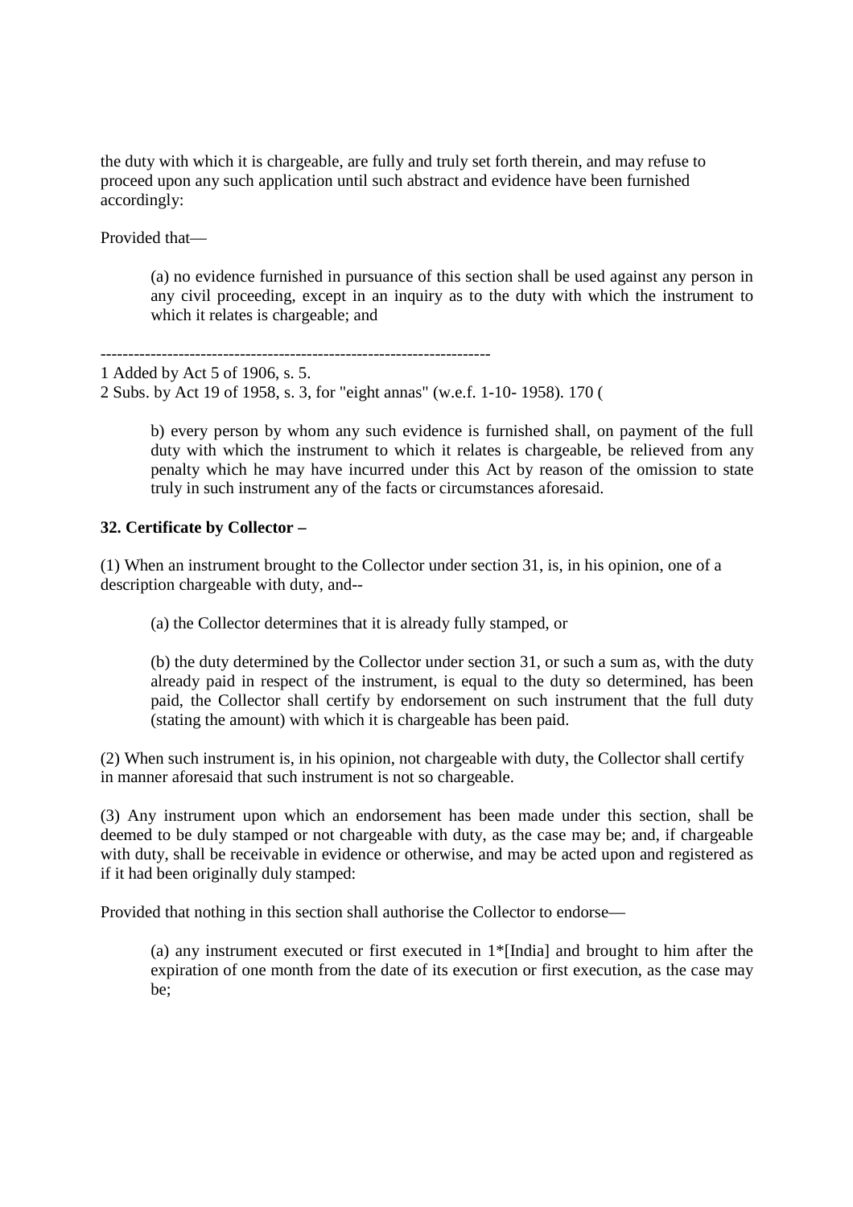the duty with which it is chargeable, are fully and truly set forth therein, and may refuse to proceed upon any such application until such abstract and evidence have been furnished accordingly:

Provided that—

> (a) no evidence furnished in pursuance of this section shall be used against any person in any civil proceeding, except in an inquiry as to the duty with which the instrument to which it relates is chargeable; and

---

1 Added by Act 5 of 1906, s. 5.

2 Subs. by Act 19 of 1958, s. 3, for "eight annas" (w.e.f. 1-10- 1958). 170 (

> b) every person by whom any such evidence is furnished shall, on payment of the full duty with which the instrument to which it relates is chargeable, be relieved from any penalty which he may have incurred under this Act by reason of the omission to state truly in such instrument any of the facts or circumstances aforesaid.

**32. Certificate by Collector –**

(1) When an instrument brought to the Collector under section 31, is, in his opinion, one of a description chargeable with duty, and--

> (a) the Collector determines that it is already fully stamped, or
>
> (b) the duty determined by the Collector under section 31, or such a sum as, with the duty already paid in respect of the instrument, is equal to the duty so determined, has been paid, the Collector shall certify by endorsement on such instrument that the full duty (stating the amount) with which it is chargeable has been paid.

(2) When such instrument is, in his opinion, not chargeable with duty, the Collector shall certify in manner aforesaid that such instrument is not so chargeable.

(3) Any instrument upon which an endorsement has been made under this section, shall be deemed to be duly stamped or not chargeable with duty, as the case may be; and, if chargeable with duty, shall be receivable in evidence or otherwise, and may be acted upon and registered as if it had been originally duly stamped:

Provided that nothing in this section shall authorise the Collector to endorse—

> (a) any instrument executed or first executed in 1*[India] and brought to him after the expiration of one month from the date of its execution or first execution, as the case may be;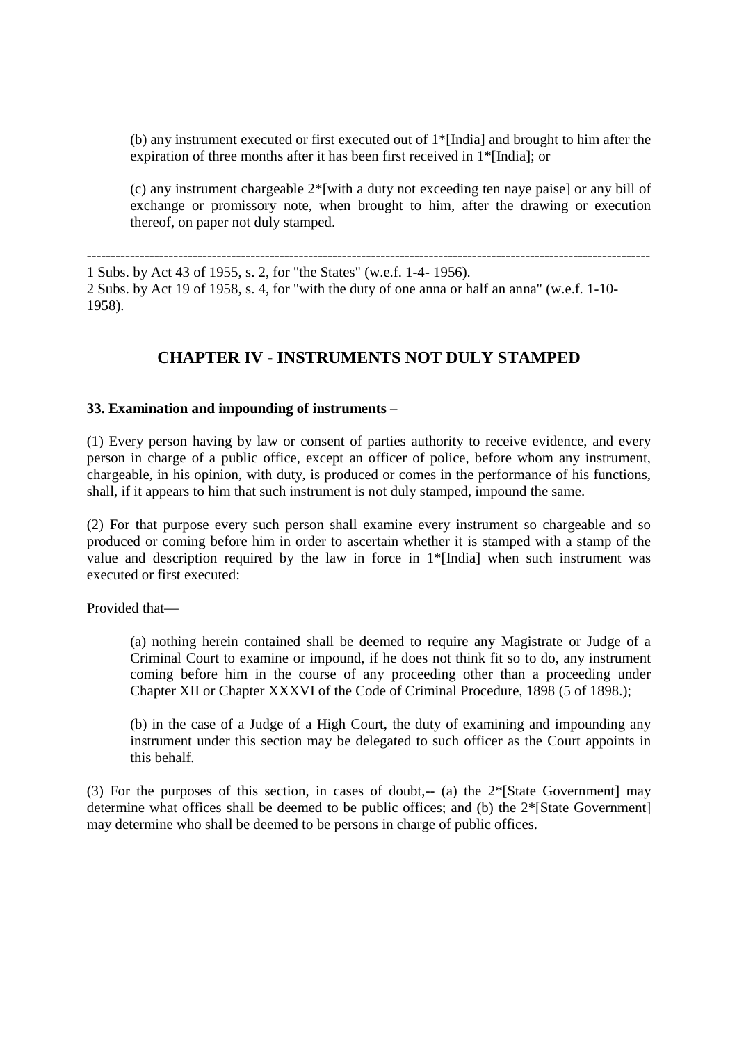(b) any instrument executed or first executed out of 1*[India] and brought to him after the expiration of three months after it has been first received in 1*[India]; or

(c) any instrument chargeable 2*[with a duty not exceeding ten naye paise] or any bill of exchange or promissory note, when brought to him, after the drawing or execution thereof, on paper not duly stamped.

---

1 Subs. by Act 43 of 1955, s. 2, for "the States" (w.e.f. 1-4- 1956).
2 Subs. by Act 19 of 1958, s. 4, for "with the duty of one anna or half an anna" (w.e.f. 1-10-1958).

## CHAPTER IV - INSTRUMENTS NOT DULY STAMPED

**33. Examination and impounding of instruments –**

(1) Every person having by law or consent of parties authority to receive evidence, and every person in charge of a public office, except an officer of police, before whom any instrument, chargeable, in his opinion, with duty, is produced or comes in the performance of his functions, shall, if it appears to him that such instrument is not duly stamped, impound the same.

(2) For that purpose every such person shall examine every instrument so chargeable and so produced or coming before him in order to ascertain whether it is stamped with a stamp of the value and description required by the law in force in 1*[India] when such instrument was executed or first executed:

Provided that—

(a) nothing herein contained shall be deemed to require any Magistrate or Judge of a Criminal Court to examine or impound, if he does not think fit so to do, any instrument coming before him in the course of any proceeding other than a proceeding under Chapter XII or Chapter XXXVI of the Code of Criminal Procedure, 1898 (5 of 1898.);

(b) in the case of a Judge of a High Court, the duty of examining and impounding any instrument under this section may be delegated to such officer as the Court appoints in this behalf.

(3) For the purposes of this section, in cases of doubt,-- (a) the 2*[State Government] may determine what offices shall be deemed to be public offices; and (b) the 2*[State Government] may determine who shall be deemed to be persons in charge of public offices.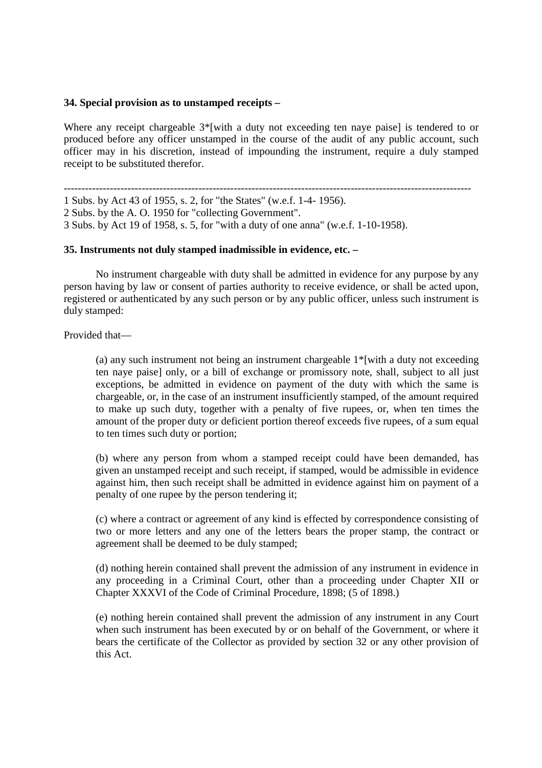**34. Special provision as to unstamped receipts –**

Where any receipt chargeable 3*[with a duty not exceeding ten naye paise] is tendered to or produced before any officer unstamped in the course of the audit of any public account, such officer may in his discretion, instead of impounding the instrument, require a duly stamped receipt to be substituted therefor.

---

1 Subs. by Act 43 of 1955, s. 2, for "the States" (w.e.f. 1-4- 1956).

2 Subs. by the A. O. 1950 for "collecting Government".

3 Subs. by Act 19 of 1958, s. 5, for "with a duty of one anna" (w.e.f. 1-10-1958).

**35. Instruments not duly stamped inadmissible in evidence, etc. –**

No instrument chargeable with duty shall be admitted in evidence for any purpose by any person having by law or consent of parties authority to receive evidence, or shall be acted upon, registered or authenticated by any such person or by any public officer, unless such instrument is duly stamped:

Provided that—

(a) any such instrument not being an instrument chargeable 1*[with a duty not exceeding ten naye paise] only, or a bill of exchange or promissory note, shall, subject to all just exceptions, be admitted in evidence on payment of the duty with which the same is chargeable, or, in the case of an instrument insufficiently stamped, of the amount required to make up such duty, together with a penalty of five rupees, or, when ten times the amount of the proper duty or deficient portion thereof exceeds five rupees, of a sum equal to ten times such duty or portion;

(b) where any person from whom a stamped receipt could have been demanded, has given an unstamped receipt and such receipt, if stamped, would be admissible in evidence against him, then such receipt shall be admitted in evidence against him on payment of a penalty of one rupee by the person tendering it;

(c) where a contract or agreement of any kind is effected by correspondence consisting of two or more letters and any one of the letters bears the proper stamp, the contract or agreement shall be deemed to be duly stamped;

(d) nothing herein contained shall prevent the admission of any instrument in evidence in any proceeding in a Criminal Court, other than a proceeding under Chapter XII or Chapter XXXVI of the Code of Criminal Procedure, 1898; (5 of 1898.)

(e) nothing herein contained shall prevent the admission of any instrument in any Court when such instrument has been executed by or on behalf of the Government, or where it bears the certificate of the Collector as provided by section 32 or any other provision of this Act.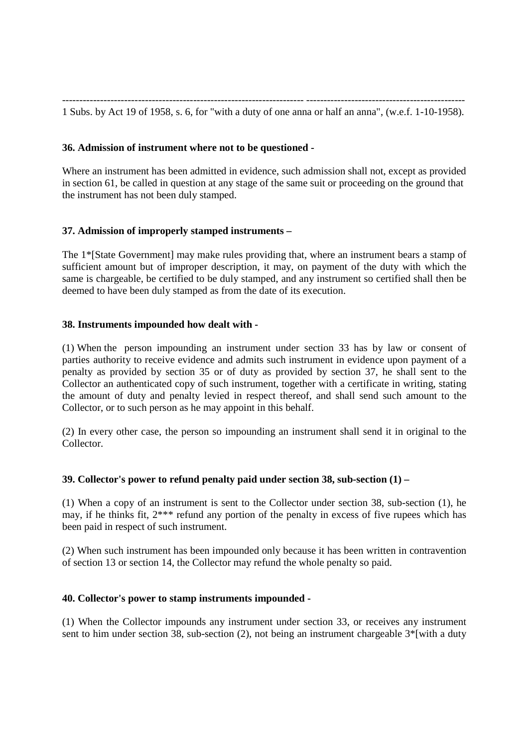---------------------------------------------------------------------- ----------------------------------------------

1 Subs. by Act 19 of 1958, s. 6, for "with a duty of one anna or half an anna", (w.e.f. 1-10-1958).

**36. Admission of instrument where not to be questioned -**

Where an instrument has been admitted in evidence, such admission shall not, except as provided in section 61, be called in question at any stage of the same suit or proceeding on the ground that the instrument has not been duly stamped.

**37. Admission of improperly stamped instruments –**

The 1*[State Government] may make rules providing that, where an instrument bears a stamp of sufficient amount but of improper description, it may, on payment of the duty with which the same is chargeable, be certified to be duly stamped, and any instrument so certified shall then be deemed to have been duly stamped as from the date of its execution.

**38. Instruments impounded how dealt with -**

(1) When the person impounding an instrument under section 33 has by law or consent of parties authority to receive evidence and admits such instrument in evidence upon payment of a penalty as provided by section 35 or of duty as provided by section 37, he shall sent to the Collector an authenticated copy of such instrument, together with a certificate in writing, stating the amount of duty and penalty levied in respect thereof, and shall send such amount to the Collector, or to such person as he may appoint in this behalf.

(2) In every other case, the person so impounding an instrument shall send it in original to the Collector.

**39. Collector's power to refund penalty paid under section 38, sub-section (1) –**

(1) When a copy of an instrument is sent to the Collector under section 38, sub-section (1), he may, if he thinks fit, 2*** refund any portion of the penalty in excess of five rupees which has been paid in respect of such instrument.

(2) When such instrument has been impounded only because it has been written in contravention of section 13 or section 14, the Collector may refund the whole penalty so paid.

**40. Collector's power to stamp instruments impounded -**

(1) When the Collector impounds any instrument under section 33, or receives any instrument sent to him under section 38, sub-section (2), not being an instrument chargeable 3*[with a duty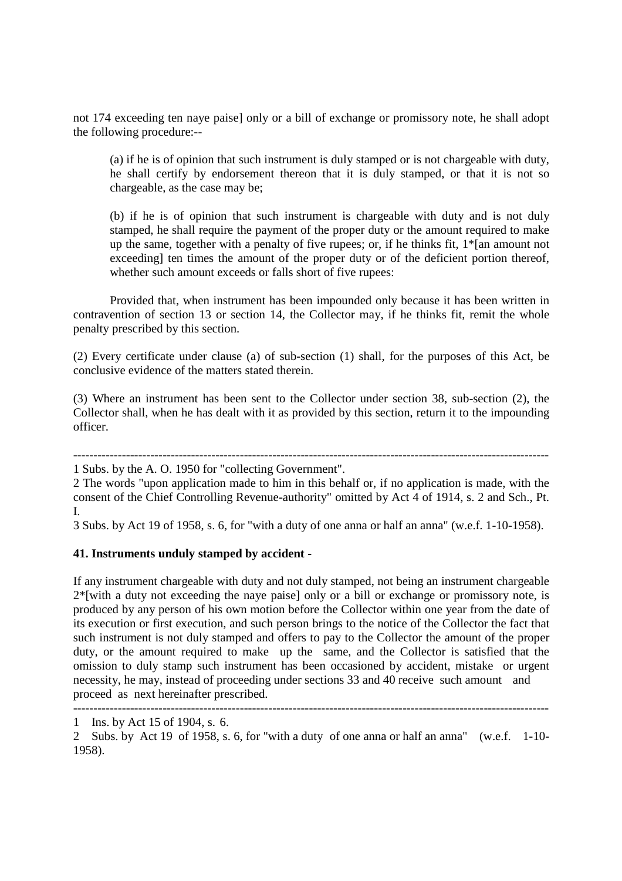not 174 exceeding ten naye paise] only or a bill of exchange or promissory note, he shall adopt the following procedure:--

(a) if he is of opinion that such instrument is duly stamped or is not chargeable with duty, he shall certify by endorsement thereon that it is duly stamped, or that it is not so chargeable, as the case may be;

(b) if he is of opinion that such instrument is chargeable with duty and is not duly stamped, he shall require the payment of the proper duty or the amount required to make up the same, together with a penalty of five rupees; or, if he thinks fit, 1*[an amount not exceeding] ten times the amount of the proper duty or of the deficient portion thereof, whether such amount exceeds or falls short of five rupees:

Provided that, when instrument has been impounded only because it has been written in contravention of section 13 or section 14, the Collector may, if he thinks fit, remit the whole penalty prescribed by this section.

(2) Every certificate under clause (a) of sub-section (1) shall, for the purposes of this Act, be conclusive evidence of the matters stated therein.

(3) Where an instrument has been sent to the Collector under section 38, sub-section (2), the Collector shall, when he has dealt with it as provided by this section, return it to the impounding officer.

---

1 Subs. by the A. O. 1950 for "collecting Government".

2 The words "upon application made to him in this behalf or, if no application is made, with the consent of the Chief Controlling Revenue-authority" omitted by Act 4 of 1914, s. 2 and Sch., Pt. I.

3 Subs. by Act 19 of 1958, s. 6, for "with a duty of one anna or half an anna" (w.e.f. 1-10-1958).

**41. Instruments unduly stamped by accident -**

If any instrument chargeable with duty and not duly stamped, not being an instrument chargeable 2*[with a duty not exceeding the naye paise] only or a bill or exchange or promissory note, is produced by any person of his own motion before the Collector within one year from the date of its execution or first execution, and such person brings to the notice of the Collector the fact that such instrument is not duly stamped and offers to pay to the Collector the amount of the proper duty, or the amount required to make up the same, and the Collector is satisfied that the omission to duly stamp such instrument has been occasioned by accident, mistake or urgent necessity, he may, instead of proceeding under sections 33 and 40 receive such amount and proceed as next hereinafter prescribed.

---

1 Ins. by Act 15 of 1904, s. 6.

2 Subs. by Act 19 of 1958, s. 6, for "with a duty of one anna or half an anna" (w.e.f. 1-10-1958).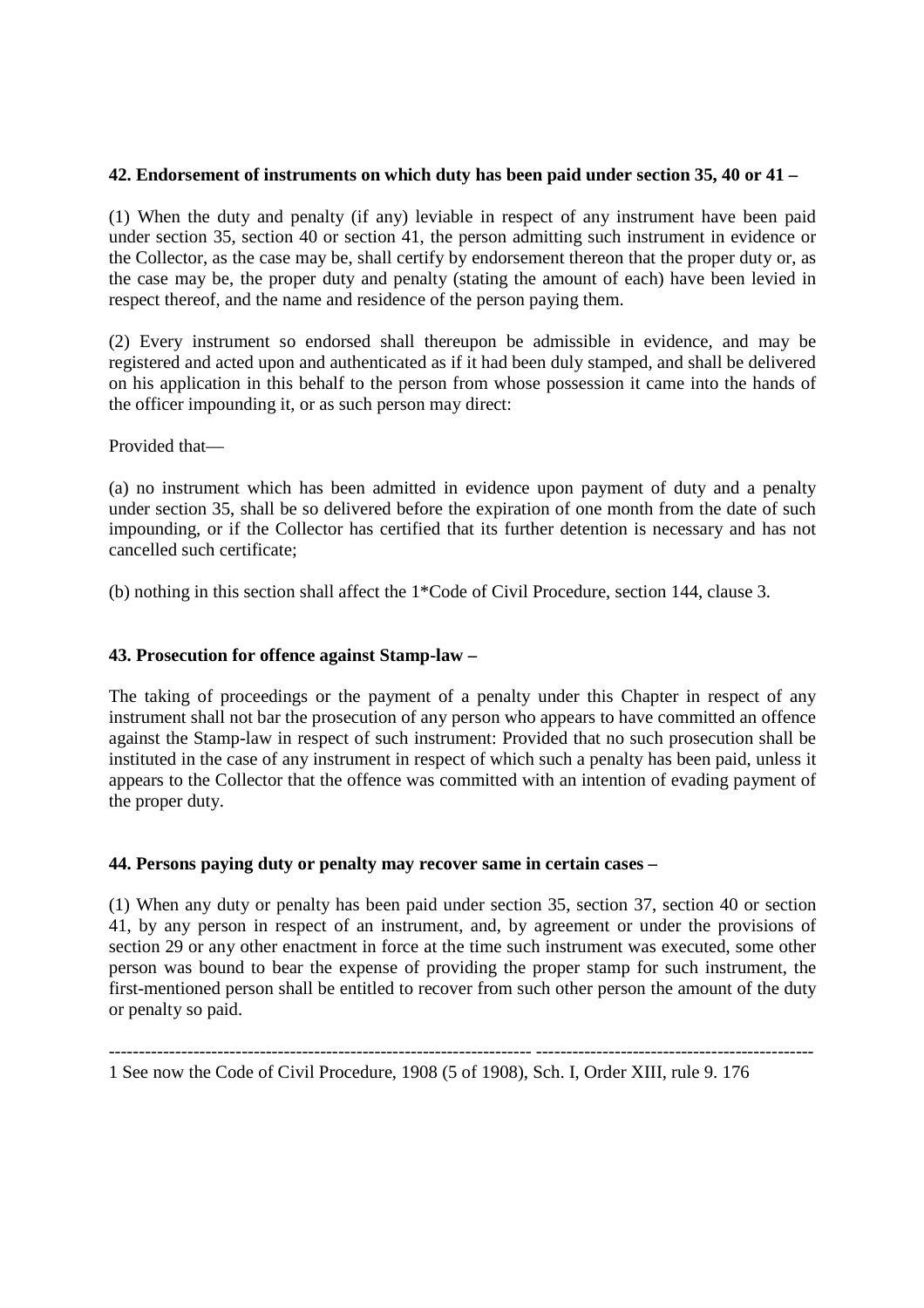**42. Endorsement of instruments on which duty has been paid under section 35, 40 or 41 –**

(1) When the duty and penalty (if any) leviable in respect of any instrument have been paid under section 35, section 40 or section 41, the person admitting such instrument in evidence or the Collector, as the case may be, shall certify by endorsement thereon that the proper duty or, as the case may be, the proper duty and penalty (stating the amount of each) have been levied in respect thereof, and the name and residence of the person paying them.

(2) Every instrument so endorsed shall thereupon be admissible in evidence, and may be registered and acted upon and authenticated as if it had been duly stamped, and shall be delivered on his application in this behalf to the person from whose possession it came into the hands of the officer impounding it, or as such person may direct:

Provided that—

(a) no instrument which has been admitted in evidence upon payment of duty and a penalty under section 35, shall be so delivered before the expiration of one month from the date of such impounding, or if the Collector has certified that its further detention is necessary and has not cancelled such certificate;

(b) nothing in this section shall affect the 1*Code of Civil Procedure, section 144, clause 3.

**43. Prosecution for offence against Stamp-law –**

The taking of proceedings or the payment of a penalty under this Chapter in respect of any instrument shall not bar the prosecution of any person who appears to have committed an offence against the Stamp-law in respect of such instrument: Provided that no such prosecution shall be instituted in the case of any instrument in respect of which such a penalty has been paid, unless it appears to the Collector that the offence was committed with an intention of evading payment of the proper duty.

**44. Persons paying duty or penalty may recover same in certain cases –**

(1) When any duty or penalty has been paid under section 35, section 37, section 40 or section 41, by any person in respect of an instrument, and, by agreement or under the provisions of section 29 or any other enactment in force at the time such instrument was executed, some other person was bound to bear the expense of providing the proper stamp for such instrument, the first-mentioned person shall be entitled to recover from such other person the amount of the duty or penalty so paid.

---

1 See now the Code of Civil Procedure, 1908 (5 of 1908), Sch. I, Order XIII, rule 9.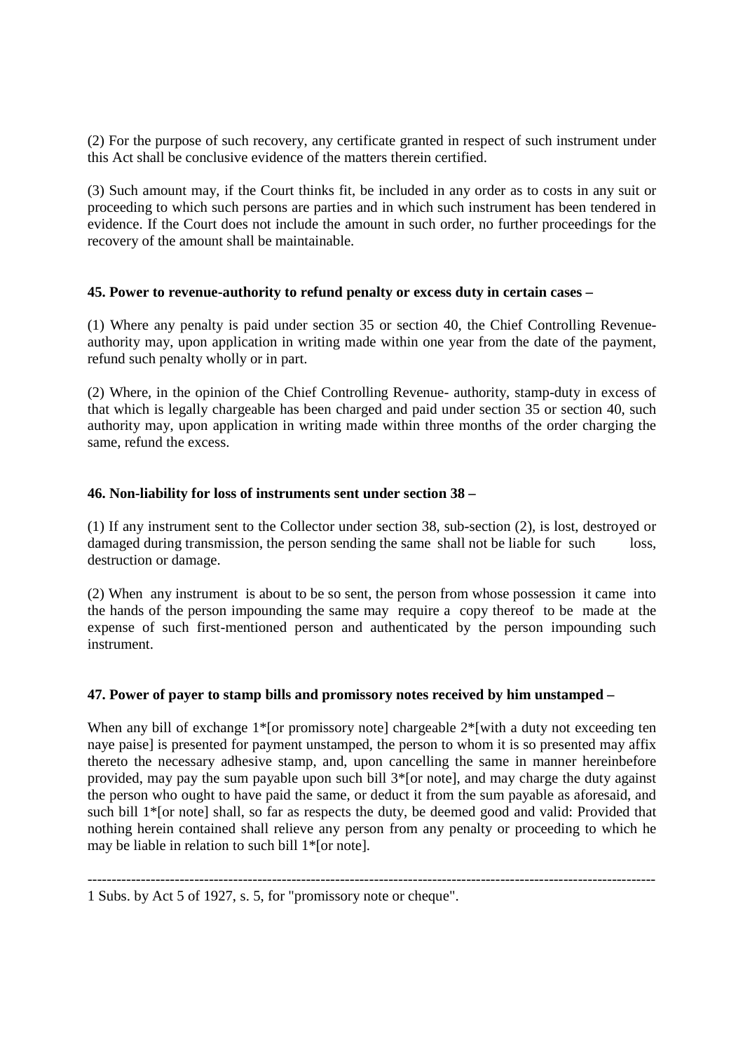(2) For the purpose of such recovery, any certificate granted in respect of such instrument under this Act shall be conclusive evidence of the matters therein certified.

(3) Such amount may, if the Court thinks fit, be included in any order as to costs in any suit or proceeding to which such persons are parties and in which such instrument has been tendered in evidence. If the Court does not include the amount in such order, no further proceedings for the recovery of the amount shall be maintainable.

**45. Power to revenue-authority to refund penalty or excess duty in certain cases –**

(1) Where any penalty is paid under section 35 or section 40, the Chief Controlling Revenue-authority may, upon application in writing made within one year from the date of the payment, refund such penalty wholly or in part.

(2) Where, in the opinion of the Chief Controlling Revenue- authority, stamp-duty in excess of that which is legally chargeable has been charged and paid under section 35 or section 40, such authority may, upon application in writing made within three months of the order charging the same, refund the excess.

**46. Non-liability for loss of instruments sent under section 38 –**

(1) If any instrument sent to the Collector under section 38, sub-section (2), is lost, destroyed or damaged during transmission, the person sending the same shall not be liable for such loss, destruction or damage.

(2) When any instrument is about to be so sent, the person from whose possession it came into the hands of the person impounding the same may require a copy thereof to be made at the expense of such first-mentioned person and authenticated by the person impounding such instrument.

**47. Power of payer to stamp bills and promissory notes received by him unstamped –**

When any bill of exchange 1*[or promissory note] chargeable 2*[with a duty not exceeding ten naye paise] is presented for payment unstamped, the person to whom it is so presented may affix thereto the necessary adhesive stamp, and, upon cancelling the same in manner hereinbefore provided, may pay the sum payable upon such bill 3*[or note], and may charge the duty against the person who ought to have paid the same, or deduct it from the sum payable as aforesaid, and such bill 1*[or note] shall, so far as respects the duty, be deemed good and valid: Provided that nothing herein contained shall relieve any person from any penalty or proceeding to which he may be liable in relation to such bill 1*[or note].

---

1 Subs. by Act 5 of 1927, s. 5, for "promissory note or cheque".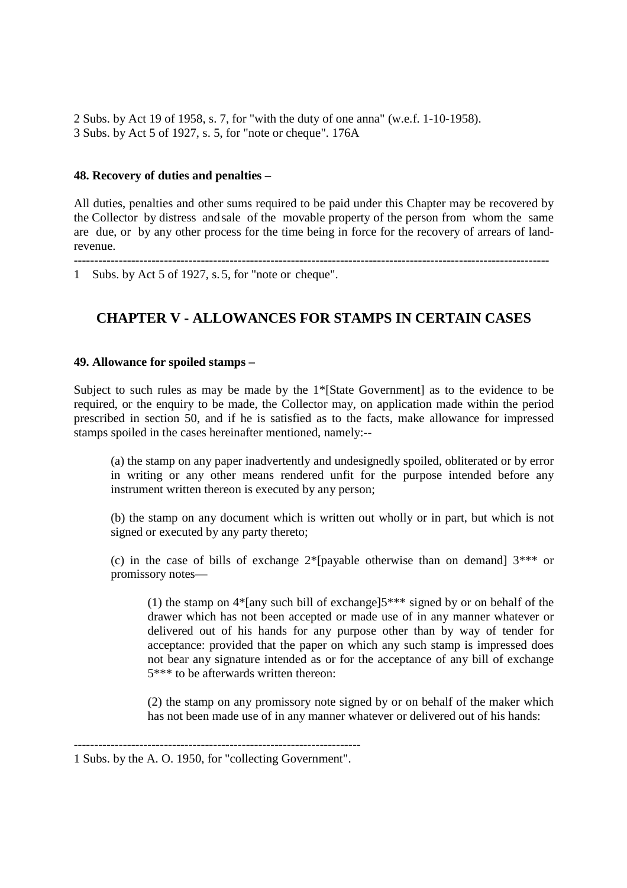2 Subs. by Act 19 of 1958, s. 7, for "with the duty of one anna" (w.e.f. 1-10-1958).
3 Subs. by Act 5 of 1927, s. 5, for "note or cheque". 176A

**48. Recovery of duties and penalties –**

All duties, penalties and other sums required to be paid under this Chapter may be recovered by the Collector by distress and sale of the movable property of the person from whom the same are due, or by any other process for the time being in force for the recovery of arrears of land-revenue.

---

1 Subs. by Act 5 of 1927, s. 5, for "note or cheque".

## CHAPTER V - ALLOWANCES FOR STAMPS IN CERTAIN CASES

**49. Allowance for spoiled stamps –**

Subject to such rules as may be made by the 1*[State Government] as to the evidence to be required, or the enquiry to be made, the Collector may, on application made within the period prescribed in section 50, and if he is satisfied as to the facts, make allowance for impressed stamps spoiled in the cases hereinafter mentioned, namely:--

(a) the stamp on any paper inadvertently and undesignedly spoiled, obliterated or by error in writing or any other means rendered unfit for the purpose intended before any instrument written thereon is executed by any person;

(b) the stamp on any document which is written out wholly or in part, but which is not signed or executed by any party thereto;

(c) in the case of bills of exchange 2*[payable otherwise than on demand] 3*** or promissory notes—

> (1) the stamp on 4*[any such bill of exchange]5*** signed by or on behalf of the drawer which has not been accepted or made use of in any manner whatever or delivered out of his hands for any purpose other than by way of tender for acceptance: provided that the paper on which any such stamp is impressed does not bear any signature intended as or for the acceptance of any bill of exchange 5*** to be afterwards written thereon:
>
> (2) the stamp on any promissory note signed by or on behalf of the maker which has not been made use of in any manner whatever or delivered out of his hands:

---

1 Subs. by the A. O. 1950, for "collecting Government".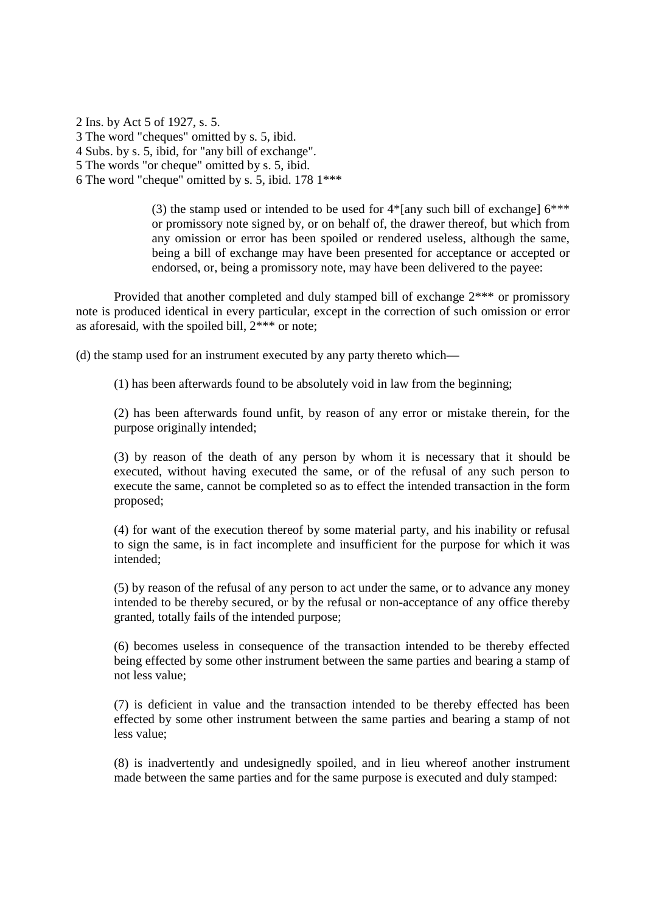2 Ins. by Act 5 of 1927, s. 5.
3 The word "cheques" omitted by s. 5, ibid.
4 Subs. by s. 5, ibid, for "any bill of exchange".
5 The words "or cheque" omitted by s. 5, ibid.
6 The word "cheque" omitted by s. 5, ibid. 178 1***

> (3) the stamp used or intended to be used for 4*[any such bill of exchange] 6*** or promissory note signed by, or on behalf of, the drawer thereof, but which from any omission or error has been spoiled or rendered useless, although the same, being a bill of exchange may have been presented for acceptance or accepted or endorsed, or, being a promissory note, may have been delivered to the payee:

Provided that another completed and duly stamped bill of exchange 2*** or promissory note is produced identical in every particular, except in the correction of such omission or error as aforesaid, with the spoiled bill, 2*** or note;

(d) the stamp used for an instrument executed by any party thereto which—

(1) has been afterwards found to be absolutely void in law from the beginning;

(2) has been afterwards found unfit, by reason of any error or mistake therein, for the purpose originally intended;

(3) by reason of the death of any person by whom it is necessary that it should be executed, without having executed the same, or of the refusal of any such person to execute the same, cannot be completed so as to effect the intended transaction in the form proposed;

(4) for want of the execution thereof by some material party, and his inability or refusal to sign the same, is in fact incomplete and insufficient for the purpose for which it was intended;

(5) by reason of the refusal of any person to act under the same, or to advance any money intended to be thereby secured, or by the refusal or non-acceptance of any office thereby granted, totally fails of the intended purpose;

(6) becomes useless in consequence of the transaction intended to be thereby effected being effected by some other instrument between the same parties and bearing a stamp of not less value;

(7) is deficient in value and the transaction intended to be thereby effected has been effected by some other instrument between the same parties and bearing a stamp of not less value;

(8) is inadvertently and undesignedly spoiled, and in lieu whereof another instrument made between the same parties and for the same purpose is executed and duly stamped: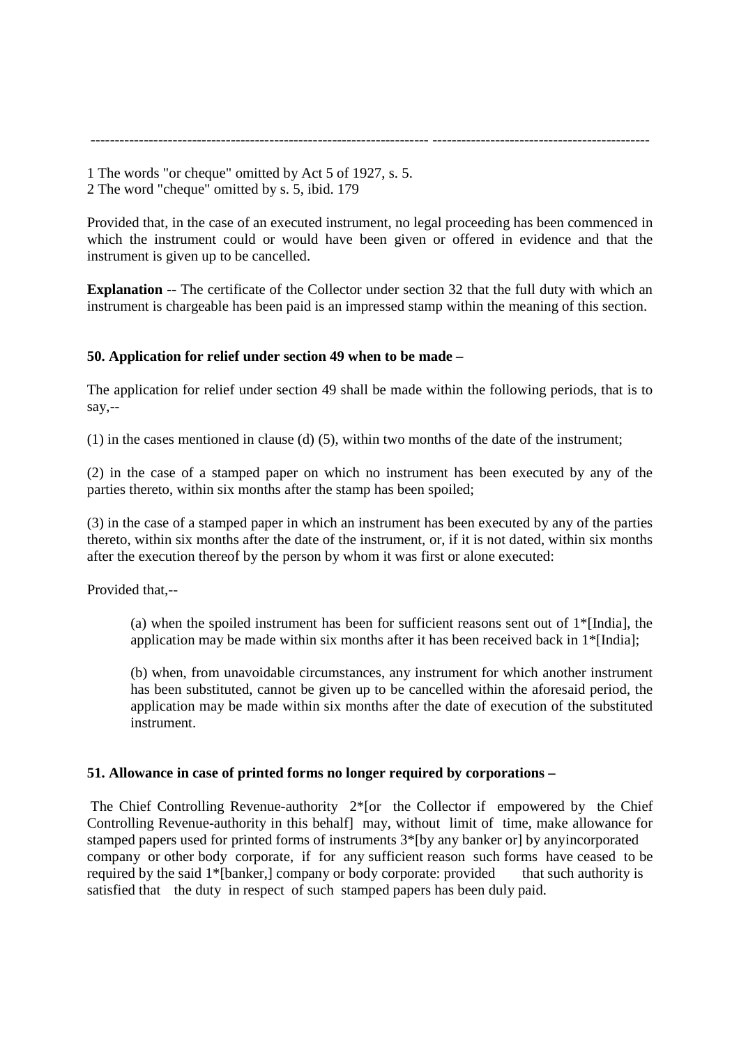---

1 The words "or cheque" omitted by Act 5 of 1927, s. 5.
2 The word "cheque" omitted by s. 5, ibid. 179

Provided that, in the case of an executed instrument, no legal proceeding has been commenced in which the instrument could or would have been given or offered in evidence and that the instrument is given up to be cancelled.

**Explanation --** The certificate of the Collector under section 32 that the full duty with which an instrument is chargeable has been paid is an impressed stamp within the meaning of this section.

**50. Application for relief under section 49 when to be made –**

The application for relief under section 49 shall be made within the following periods, that is to say,--

(1) in the cases mentioned in clause (d) (5), within two months of the date of the instrument;

(2) in the case of a stamped paper on which no instrument has been executed by any of the parties thereto, within six months after the stamp has been spoiled;

(3) in the case of a stamped paper in which an instrument has been executed by any of the parties thereto, within six months after the date of the instrument, or, if it is not dated, within six months after the execution thereof by the person by whom it was first or alone executed:

Provided that,--

> (a) when the spoiled instrument has been for sufficient reasons sent out of 1*[India], the application may be made within six months after it has been received back in 1*[India];
>
> (b) when, from unavoidable circumstances, any instrument for which another instrument has been substituted, cannot be given up to be cancelled within the aforesaid period, the application may be made within six months after the date of execution of the substituted instrument.

**51. Allowance in case of printed forms no longer required by corporations –**

The Chief Controlling Revenue-authority 2*[or the Collector if empowered by the Chief Controlling Revenue-authority in this behalf] may, without limit of time, make allowance for stamped papers used for printed forms of instruments 3*[by any banker or] by anyincorporated company or other body corporate, if for any sufficient reason such forms have ceased to be required by the said 1*[banker,] company or body corporate: provided that such authority is satisfied that the duty in respect of such stamped papers has been duly paid.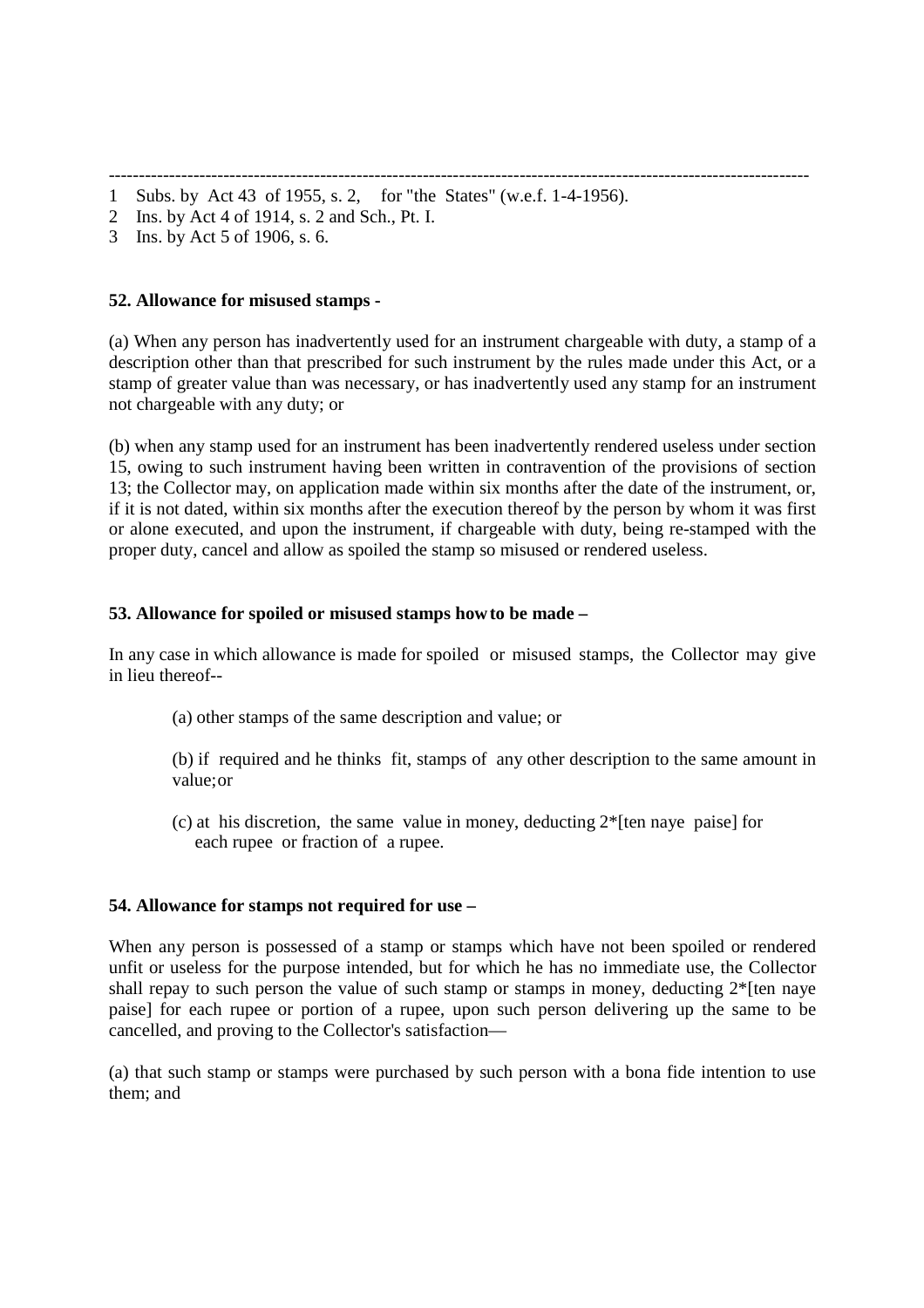---

1 Subs. by Act 43 of 1955, s. 2, for "the States" (w.e.f. 1-4-1956).

2 Ins. by Act 4 of 1914, s. 2 and Sch., Pt. I.

3 Ins. by Act 5 of 1906, s. 6.

**52. Allowance for misused stamps -**

(a) When any person has inadvertently used for an instrument chargeable with duty, a stamp of a description other than that prescribed for such instrument by the rules made under this Act, or a stamp of greater value than was necessary, or has inadvertently used any stamp for an instrument not chargeable with any duty; or

(b) when any stamp used for an instrument has been inadvertently rendered useless under section 15, owing to such instrument having been written in contravention of the provisions of section 13; the Collector may, on application made within six months after the date of the instrument, or, if it is not dated, within six months after the execution thereof by the person by whom it was first or alone executed, and upon the instrument, if chargeable with duty, being re-stamped with the proper duty, cancel and allow as spoiled the stamp so misused or rendered useless.

**53. Allowance for spoiled or misused stamps how to be made –**

In any case in which allowance is made for spoiled or misused stamps, the Collector may give in lieu thereof--

(a) other stamps of the same description and value; or

(b) if required and he thinks fit, stamps of any other description to the same amount in value; or

(c) at his discretion, the same value in money, deducting 2*[ten naye paise] for each rupee or fraction of a rupee.

**54. Allowance for stamps not required for use –**

When any person is possessed of a stamp or stamps which have not been spoiled or rendered unfit or useless for the purpose intended, but for which he has no immediate use, the Collector shall repay to such person the value of such stamp or stamps in money, deducting 2*[ten naye paise] for each rupee or portion of a rupee, upon such person delivering up the same to be cancelled, and proving to the Collector's satisfaction—

(a) that such stamp or stamps were purchased by such person with a bona fide intention to use them; and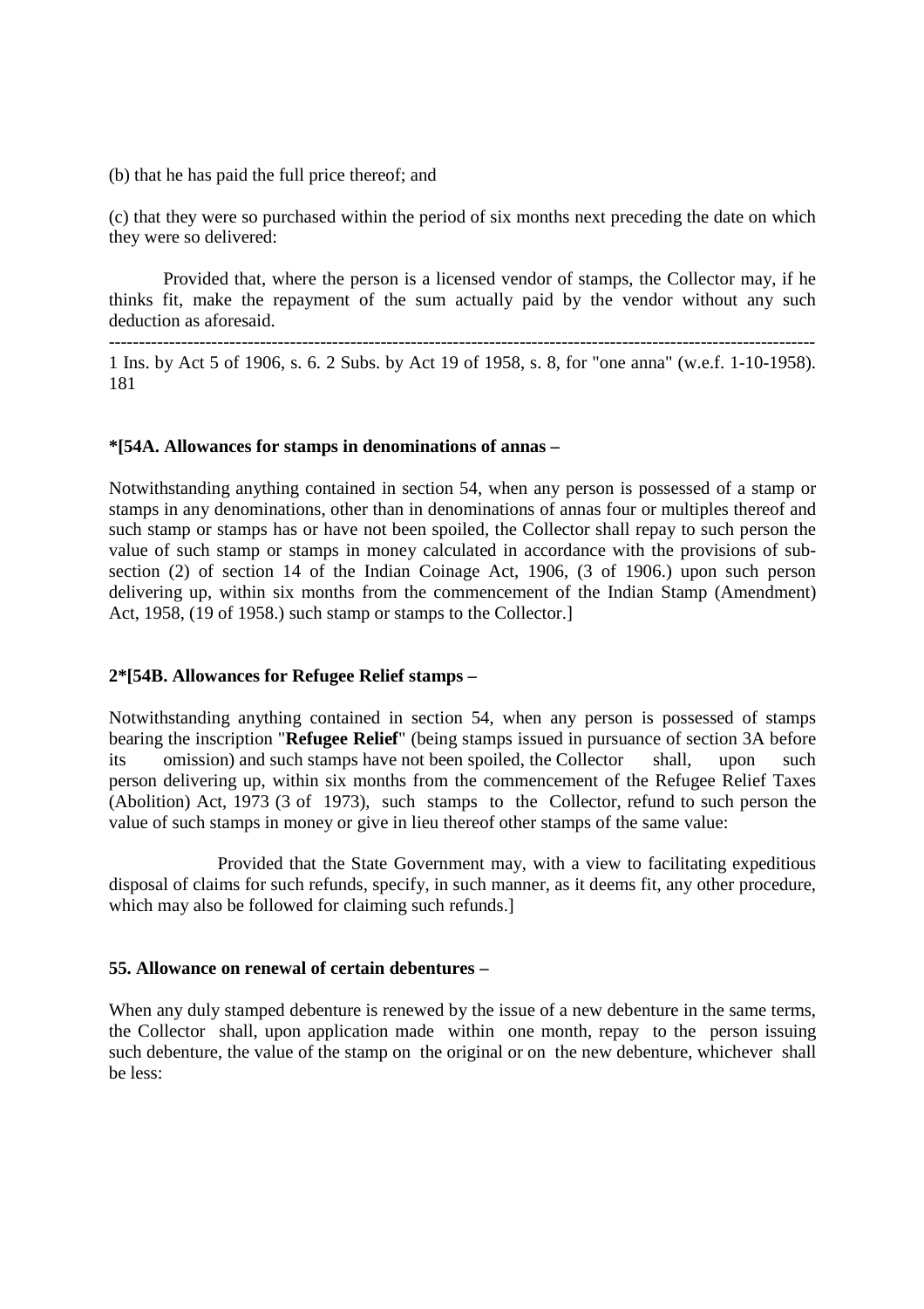(b) that he has paid the full price thereof; and

(c) that they were so purchased within the period of six months next preceding the date on which they were so delivered:

Provided that, where the person is a licensed vendor of stamps, the Collector may, if he thinks fit, make the repayment of the sum actually paid by the vendor without any such deduction as aforesaid.

---

1 Ins. by Act 5 of 1906, s. 6. 2 Subs. by Act 19 of 1958, s. 8, for "one anna" (w.e.f. 1-10-1958). 181

**\*[54A. Allowances for stamps in denominations of annas –**

Notwithstanding anything contained in section 54, when any person is possessed of a stamp or stamps in any denominations, other than in denominations of annas four or multiples thereof and such stamp or stamps has or have not been spoiled, the Collector shall repay to such person the value of such stamp or stamps in money calculated in accordance with the provisions of sub-section (2) of section 14 of the Indian Coinage Act, 1906, (3 of 1906.) upon such person delivering up, within six months from the commencement of the Indian Stamp (Amendment) Act, 1958, (19 of 1958.) such stamp or stamps to the Collector.]

**2\*[54B. Allowances for Refugee Relief stamps –**

Notwithstanding anything contained in section 54, when any person is possessed of stamps bearing the inscription "**Refugee Relief**" (being stamps issued in pursuance of section 3A before its omission) and such stamps have not been spoiled, the Collector shall, upon such person delivering up, within six months from the commencement of the Refugee Relief Taxes (Abolition) Act, 1973 (3 of 1973), such stamps to the Collector, refund to such person the value of such stamps in money or give in lieu thereof other stamps of the same value:

Provided that the State Government may, with a view to facilitating expeditious disposal of claims for such refunds, specify, in such manner, as it deems fit, any other procedure, which may also be followed for claiming such refunds.]

**55. Allowance on renewal of certain debentures –**

When any duly stamped debenture is renewed by the issue of a new debenture in the same terms, the Collector shall, upon application made within one month, repay to the person issuing such debenture, the value of the stamp on the original or on the new debenture, whichever shall be less: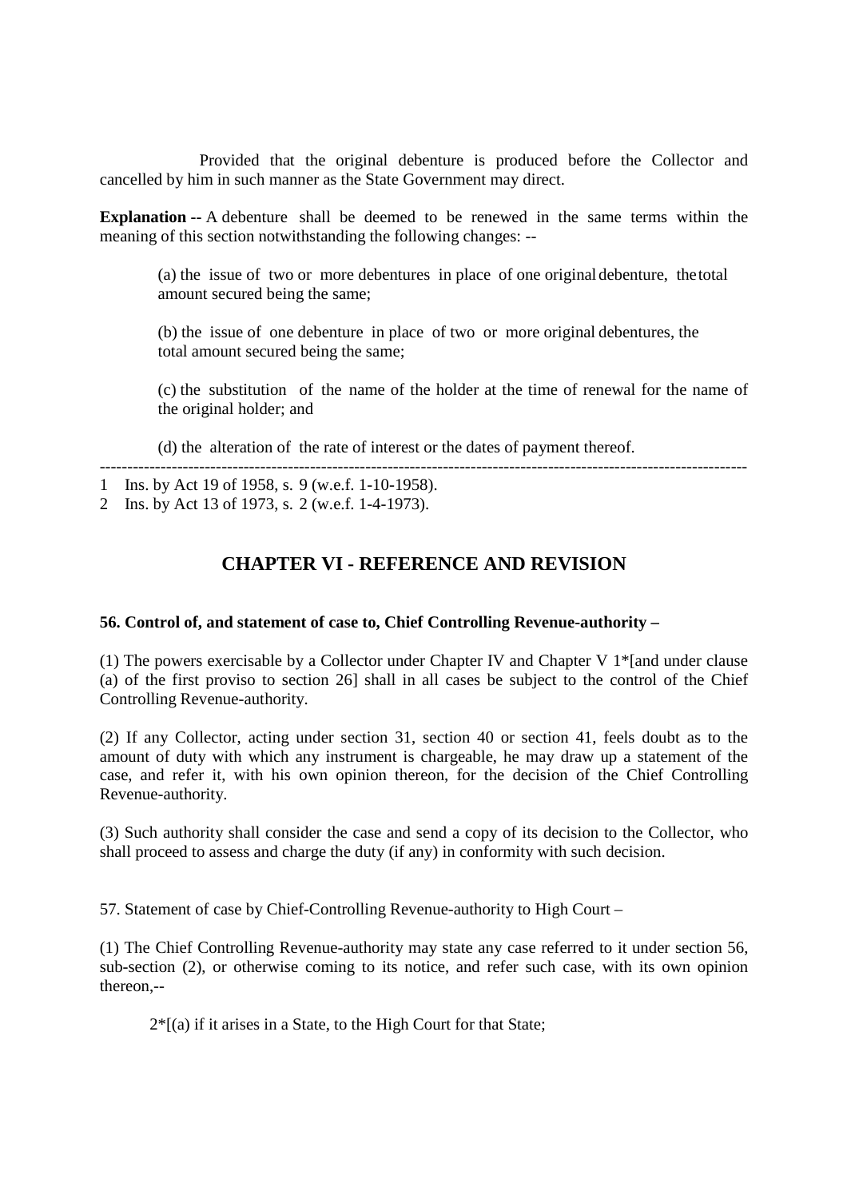Provided that the original debenture is produced before the Collector and cancelled by him in such manner as the State Government may direct.

**Explanation --** A debenture shall be deemed to be renewed in the same terms within the meaning of this section notwithstanding the following changes: --

(a) the issue of two or more debentures in place of one original debenture, the total amount secured being the same;

(b) the issue of one debenture in place of two or more original debentures, the total amount secured being the same;

(c) the substitution of the name of the holder at the time of renewal for the name of the original holder; and

(d) the alteration of the rate of interest or the dates of payment thereof.

---

1 Ins. by Act 19 of 1958, s. 9 (w.e.f. 1-10-1958).

2 Ins. by Act 13 of 1973, s. 2 (w.e.f. 1-4-1973).

## CHAPTER VI - REFERENCE AND REVISION

**56. Control of, and statement of case to, Chief Controlling Revenue-authority –**

(1) The powers exercisable by a Collector under Chapter IV and Chapter V 1*[and under clause (a) of the first proviso to section 26] shall in all cases be subject to the control of the Chief Controlling Revenue-authority.

(2) If any Collector, acting under section 31, section 40 or section 41, feels doubt as to the amount of duty with which any instrument is chargeable, he may draw up a statement of the case, and refer it, with his own opinion thereon, for the decision of the Chief Controlling Revenue-authority.

(3) Such authority shall consider the case and send a copy of its decision to the Collector, who shall proceed to assess and charge the duty (if any) in conformity with such decision.

57. Statement of case by Chief-Controlling Revenue-authority to High Court –

(1) The Chief Controlling Revenue-authority may state any case referred to it under section 56, sub-section (2), or otherwise coming to its notice, and refer such case, with its own opinion thereon,--

2*[(a) if it arises in a State, to the High Court for that State;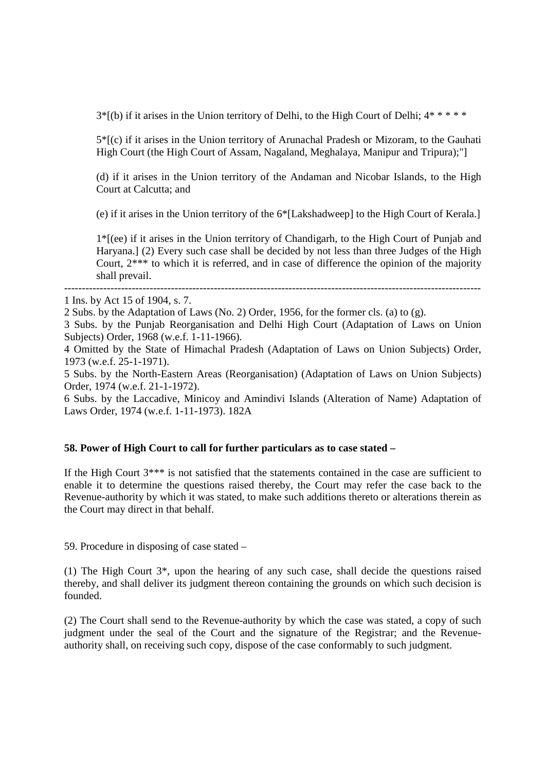3*[(b) if it arises in the Union territory of Delhi, to the High Court of Delhi; 4* * * * *

5*[(c) if it arises in the Union territory of Arunachal Pradesh or Mizoram, to the Gauhati High Court (the High Court of Assam, Nagaland, Meghalaya, Manipur and Tripura);"]

(d) if it arises in the Union territory of the Andaman and Nicobar Islands, to the High Court at Calcutta; and

(e) if it arises in the Union territory of the 6*[Lakshadweep] to the High Court of Kerala.]

1*[(ee) if it arises in the Union territory of Chandigarh, to the High Court of Punjab and Haryana.] (2) Every such case shall be decided by not less than three Judges of the High Court, 2*** to which it is referred, and in case of difference the opinion of the majority shall prevail.

---

1 Ins. by Act 15 of 1904, s. 7.

2 Subs. by the Adaptation of Laws (No. 2) Order, 1956, for the former cls. (a) to (g).

3 Subs. by the Punjab Reorganisation and Delhi High Court (Adaptation of Laws on Union Subjects) Order, 1968 (w.e.f. 1-11-1966).

4 Omitted by the State of Himachal Pradesh (Adaptation of Laws on Union Subjects) Order, 1973 (w.e.f. 25-1-1971).

5 Subs. by the North-Eastern Areas (Reorganisation) (Adaptation of Laws on Union Subjects) Order, 1974 (w.e.f. 21-1-1972).

6 Subs. by the Laccadive, Minicoy and Amindivi Islands (Alteration of Name) Adaptation of Laws Order, 1974 (w.e.f. 1-11-1973). 182A

**58. Power of High Court to call for further particulars as to case stated –**

If the High Court 3*** is not satisfied that the statements contained in the case are sufficient to enable it to determine the questions raised thereby, the Court may refer the case back to the Revenue-authority by which it was stated, to make such additions thereto or alterations therein as the Court may direct in that behalf.

59. Procedure in disposing of case stated –

(1) The High Court 3*, upon the hearing of any such case, shall decide the questions raised thereby, and shall deliver its judgment thereon containing the grounds on which such decision is founded.

(2) The Court shall send to the Revenue-authority by which the case was stated, a copy of such judgment under the seal of the Court and the signature of the Registrar; and the Revenue-authority shall, on receiving such copy, dispose of the case conformably to such judgment.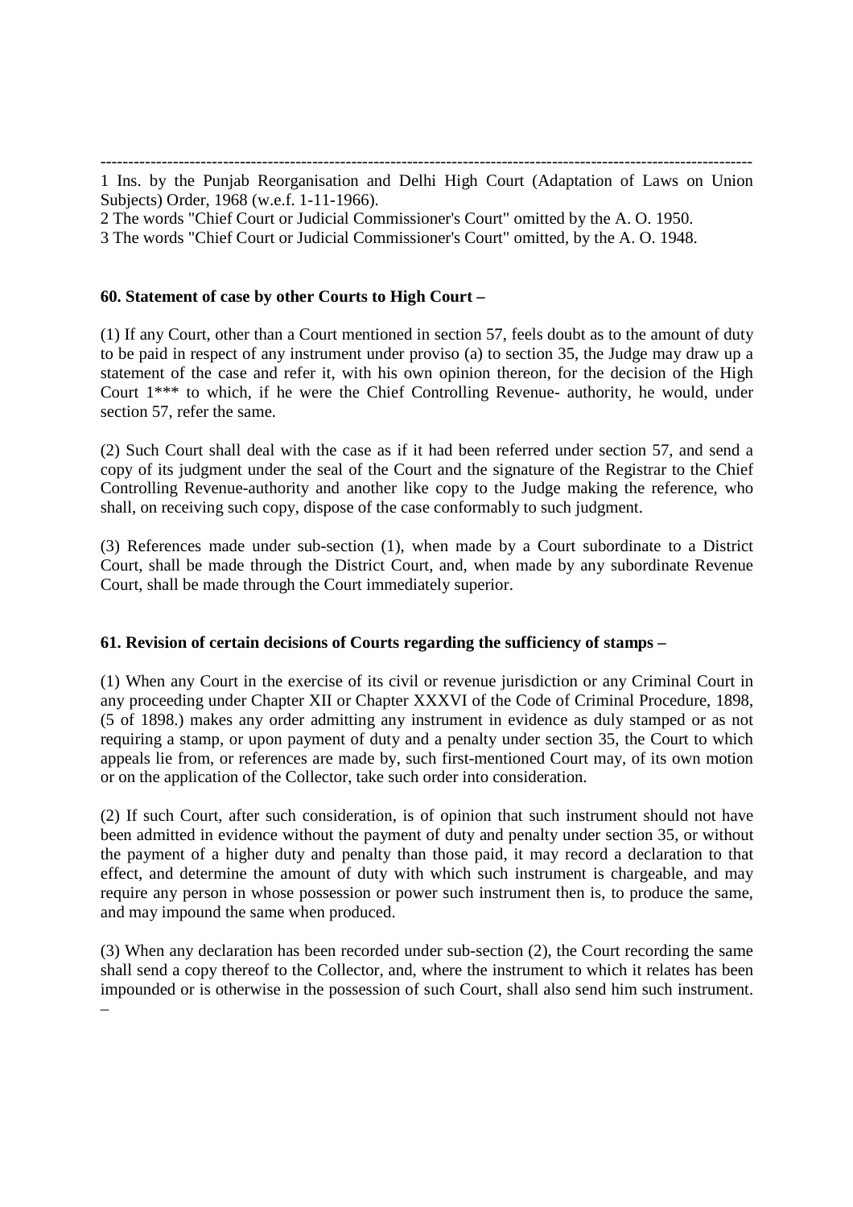---

1 Ins. by the Punjab Reorganisation and Delhi High Court (Adaptation of Laws on Union Subjects) Order, 1968 (w.e.f. 1-11-1966).

2 The words "Chief Court or Judicial Commissioner's Court" omitted by the A. O. 1950.

3 The words "Chief Court or Judicial Commissioner's Court" omitted, by the A. O. 1948.

**60. Statement of case by other Courts to High Court –**

(1) If any Court, other than a Court mentioned in section 57, feels doubt as to the amount of duty to be paid in respect of any instrument under proviso (a) to section 35, the Judge may draw up a statement of the case and refer it, with his own opinion thereon, for the decision of the High Court 1*** to which, if he were the Chief Controlling Revenue- authority, he would, under section 57, refer the same.

(2) Such Court shall deal with the case as if it had been referred under section 57, and send a copy of its judgment under the seal of the Court and the signature of the Registrar to the Chief Controlling Revenue-authority and another like copy to the Judge making the reference, who shall, on receiving such copy, dispose of the case conformably to such judgment.

(3) References made under sub-section (1), when made by a Court subordinate to a District Court, shall be made through the District Court, and, when made by any subordinate Revenue Court, shall be made through the Court immediately superior.

**61. Revision of certain decisions of Courts regarding the sufficiency of stamps –**

(1) When any Court in the exercise of its civil or revenue jurisdiction or any Criminal Court in any proceeding under Chapter XII or Chapter XXXVI of the Code of Criminal Procedure, 1898, (5 of 1898.) makes any order admitting any instrument in evidence as duly stamped or as not requiring a stamp, or upon payment of duty and a penalty under section 35, the Court to which appeals lie from, or references are made by, such first-mentioned Court may, of its own motion or on the application of the Collector, take such order into consideration.

(2) If such Court, after such consideration, is of opinion that such instrument should not have been admitted in evidence without the payment of duty and penalty under section 35, or without the payment of a higher duty and penalty than those paid, it may record a declaration to that effect, and determine the amount of duty with which such instrument is chargeable, and may require any person in whose possession or power such instrument then is, to produce the same, and may impound the same when produced.

(3) When any declaration has been recorded under sub-section (2), the Court recording the same shall send a copy thereof to the Collector, and, where the instrument to which it relates has been impounded or is otherwise in the possession of such Court, shall also send him such instrument. –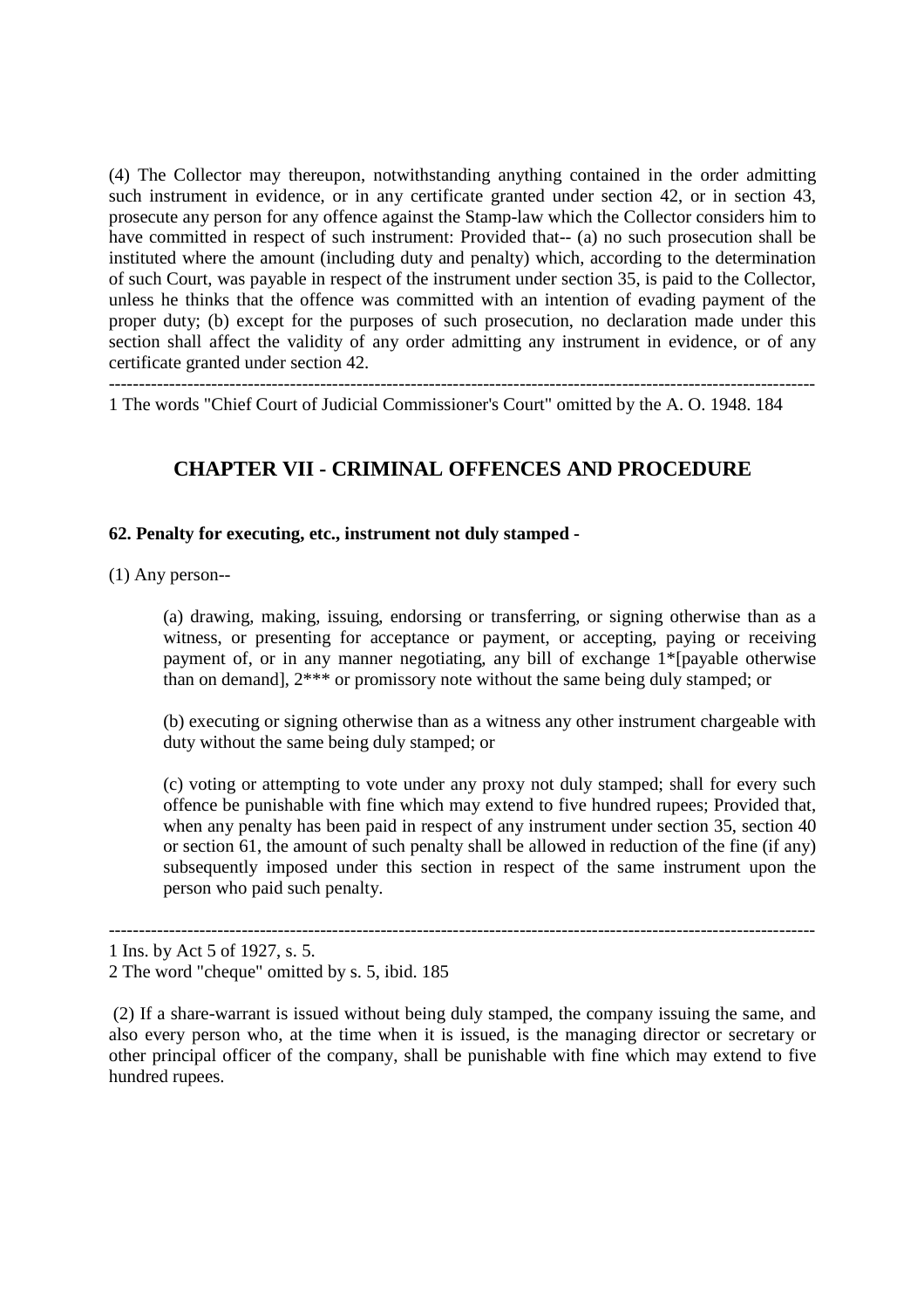(4) The Collector may thereupon, notwithstanding anything contained in the order admitting such instrument in evidence, or in any certificate granted under section 42, or in section 43, prosecute any person for any offence against the Stamp-law which the Collector considers him to have committed in respect of such instrument: Provided that-- (a) no such prosecution shall be instituted where the amount (including duty and penalty) which, according to the determination of such Court, was payable in respect of the instrument under section 35, is paid to the Collector, unless he thinks that the offence was committed with an intention of evading payment of the proper duty; (b) except for the purposes of such prosecution, no declaration made under this section shall affect the validity of any order admitting any instrument in evidence, or of any certificate granted under section 42.

---

1 The words "Chief Court of Judicial Commissioner's Court" omitted by the A. O. 1948. 184

## CHAPTER VII - CRIMINAL OFFENCES AND PROCEDURE

### 62. Penalty for executing, etc., instrument not duly stamped -

(1) Any person--

> (a) drawing, making, issuing, endorsing or transferring, or signing otherwise than as a witness, or presenting for acceptance or payment, or accepting, paying or receiving payment of, or in any manner negotiating, any bill of exchange 1*[payable otherwise than on demand], 2*** or promissory note without the same being duly stamped; or
>
> (b) executing or signing otherwise than as a witness any other instrument chargeable with duty without the same being duly stamped; or
>
> (c) voting or attempting to vote under any proxy not duly stamped; shall for every such offence be punishable with fine which may extend to five hundred rupees; Provided that, when any penalty has been paid in respect of any instrument under section 35, section 40 or section 61, the amount of such penalty shall be allowed in reduction of the fine (if any) subsequently imposed under this section in respect of the same instrument upon the person who paid such penalty.

---

1 Ins. by Act 5 of 1927, s. 5.

2 The word "cheque" omitted by s. 5, ibid. 185

(2) If a share-warrant is issued without being duly stamped, the company issuing the same, and also every person who, at the time when it is issued, is the managing director or secretary or other principal officer of the company, shall be punishable with fine which may extend to five hundred rupees.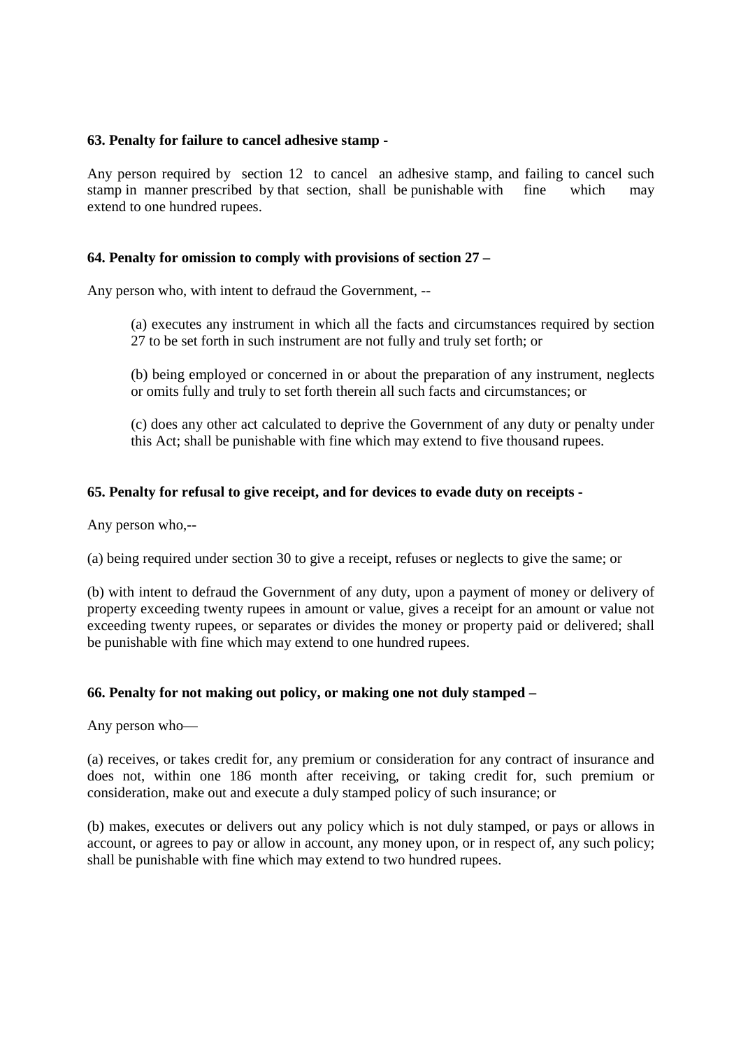**63. Penalty for failure to cancel adhesive stamp -**

Any person required by section 12 to cancel an adhesive stamp, and failing to cancel such stamp in manner prescribed by that section, shall be punishable with fine which may extend to one hundred rupees.

**64. Penalty for omission to comply with provisions of section 27 –**

Any person who, with intent to defraud the Government, --

(a) executes any instrument in which all the facts and circumstances required by section 27 to be set forth in such instrument are not fully and truly set forth; or

(b) being employed or concerned in or about the preparation of any instrument, neglects or omits fully and truly to set forth therein all such facts and circumstances; or

(c) does any other act calculated to deprive the Government of any duty or penalty under this Act; shall be punishable with fine which may extend to five thousand rupees.

**65. Penalty for refusal to give receipt, and for devices to evade duty on receipts -**

Any person who,--

(a) being required under section 30 to give a receipt, refuses or neglects to give the same; or

(b) with intent to defraud the Government of any duty, upon a payment of money or delivery of property exceeding twenty rupees in amount or value, gives a receipt for an amount or value not exceeding twenty rupees, or separates or divides the money or property paid or delivered; shall be punishable with fine which may extend to one hundred rupees.

**66. Penalty for not making out policy, or making one not duly stamped –**

Any person who—

(a) receives, or takes credit for, any premium or consideration for any contract of insurance and does not, within one 186 month after receiving, or taking credit for, such premium or consideration, make out and execute a duly stamped policy of such insurance; or

(b) makes, executes or delivers out any policy which is not duly stamped, or pays or allows in account, or agrees to pay or allow in account, any money upon, or in respect of, any such policy; shall be punishable with fine which may extend to two hundred rupees.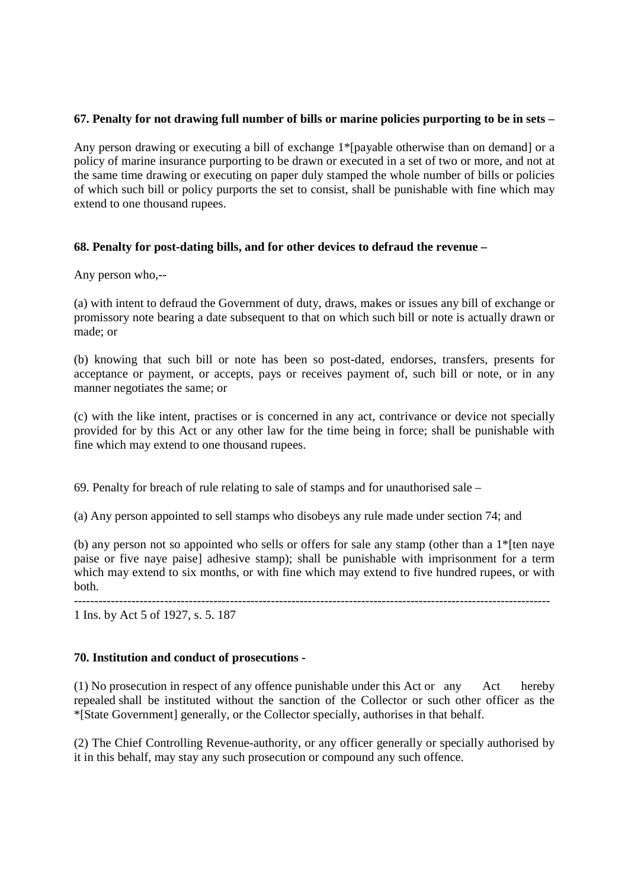**67. Penalty for not drawing full number of bills or marine policies purporting to be in sets –**

Any person drawing or executing a bill of exchange 1*[payable otherwise than on demand] or a policy of marine insurance purporting to be drawn or executed in a set of two or more, and not at the same time drawing or executing on paper duly stamped the whole number of bills or policies of which such bill or policy purports the set to consist, shall be punishable with fine which may extend to one thousand rupees.

**68. Penalty for post-dating bills, and for other devices to defraud the revenue –**

Any person who,--

(a) with intent to defraud the Government of duty, draws, makes or issues any bill of exchange or promissory note bearing a date subsequent to that on which such bill or note is actually drawn or made; or

(b) knowing that such bill or note has been so post-dated, endorses, transfers, presents for acceptance or payment, or accepts, pays or receives payment of, such bill or note, or in any manner negotiates the same; or

(c) with the like intent, practises or is concerned in any act, contrivance or device not specially provided for by this Act or any other law for the time being in force; shall be punishable with fine which may extend to one thousand rupees.

69. Penalty for breach of rule relating to sale of stamps and for unauthorised sale –

(a) Any person appointed to sell stamps who disobeys any rule made under section 74; and

(b) any person not so appointed who sells or offers for sale any stamp (other than a 1*[ten naye paise or five naye paise] adhesive stamp); shall be punishable with imprisonment for a term which may extend to six months, or with fine which may extend to five hundred rupees, or with both.

---

1 Ins. by Act 5 of 1927, s. 5. 187

**70. Institution and conduct of prosecutions -**

(1) No prosecution in respect of any offence punishable under this Act or any Act hereby repealed shall be instituted without the sanction of the Collector or such other officer as the *[State Government] generally, or the Collector specially, authorises in that behalf.

(2) The Chief Controlling Revenue-authority, or any officer generally or specially authorised by it in this behalf, may stay any such prosecution or compound any such offence.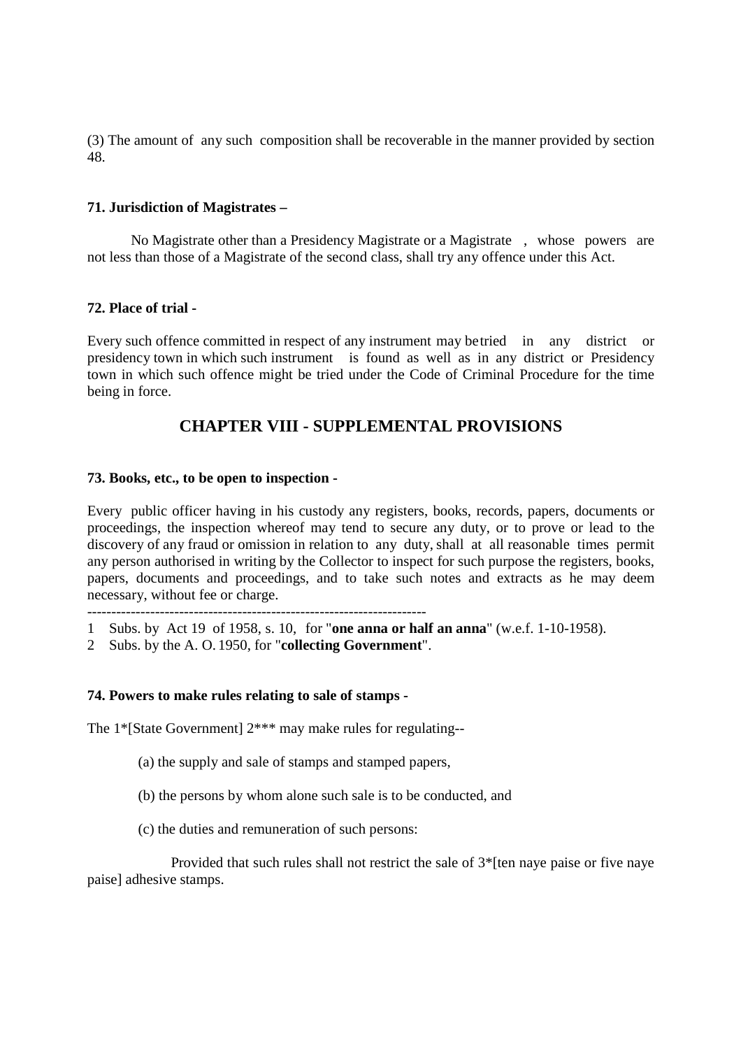(3) The amount of any such composition shall be recoverable in the manner provided by section 48.

**71. Jurisdiction of Magistrates –**

No Magistrate other than a Presidency Magistrate or a Magistrate , whose powers are not less than those of a Magistrate of the second class, shall try any offence under this Act.

**72. Place of trial -**

Every such offence committed in respect of any instrument may be tried in any district or presidency town in which such instrument is found as well as in any district or Presidency town in which such offence might be tried under the Code of Criminal Procedure for the time being in force.

## CHAPTER VIII - SUPPLEMENTAL PROVISIONS

**73. Books, etc., to be open to inspection -**

Every public officer having in his custody any registers, books, records, papers, documents or proceedings, the inspection whereof may tend to secure any duty, or to prove or lead to the discovery of any fraud or omission in relation to any duty, shall at all reasonable times permit any person authorised in writing by the Collector to inspect for such purpose the registers, books, papers, documents and proceedings, and to take such notes and extracts as he may deem necessary, without fee or charge.

----------------------------------------------------------------------

1 Subs. by Act 19 of 1958, s. 10, for "**one anna or half an anna**" (w.e.f. 1-10-1958).

2 Subs. by the A. O. 1950, for "**collecting Government**".

**74. Powers to make rules relating to sale of stamps -**

The 1*[State Government] 2*** may make rules for regulating--

(a) the supply and sale of stamps and stamped papers,

(b) the persons by whom alone such sale is to be conducted, and

(c) the duties and remuneration of such persons:

Provided that such rules shall not restrict the sale of 3*[ten naye paise or five naye paise] adhesive stamps.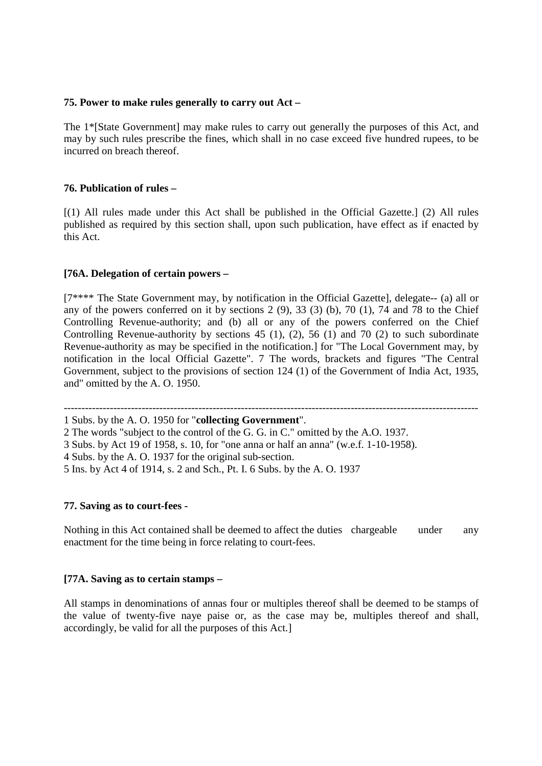**75. Power to make rules generally to carry out Act –**

The 1*[State Government] may make rules to carry out generally the purposes of this Act, and may by such rules prescribe the fines, which shall in no case exceed five hundred rupees, to be incurred on breach thereof.

**76. Publication of rules –**

[(1) All rules made under this Act shall be published in the Official Gazette.] (2) All rules published as required by this section shall, upon such publication, have effect as if enacted by this Act.

**[76A. Delegation of certain powers –**

[7**** The State Government may, by notification in the Official Gazette], delegate-- (a) all or any of the powers conferred on it by sections 2 (9), 33 (3) (b), 70 (1), 74 and 78 to the Chief Controlling Revenue-authority; and (b) all or any of the powers conferred on the Chief Controlling Revenue-authority by sections 45 (1), (2), 56 (1) and 70 (2) to such subordinate Revenue-authority as may be specified in the notification.] for "The Local Government may, by notification in the local Official Gazette". 7 The words, brackets and figures "The Central Government, subject to the provisions of section 124 (1) of the Government of India Act, 1935, and" omitted by the A. O. 1950.

---

1 Subs. by the A. O. 1950 for "**collecting Government**".

2 The words "subject to the control of the G. G. in C." omitted by the A.O. 1937.

3 Subs. by Act 19 of 1958, s. 10, for "one anna or half an anna" (w.e.f. 1-10-1958).

4 Subs. by the A. O. 1937 for the original sub-section.

5 Ins. by Act 4 of 1914, s. 2 and Sch., Pt. I. 6 Subs. by the A. O. 1937

**77. Saving as to court-fees -**

Nothing in this Act contained shall be deemed to affect the duties chargeable under any enactment for the time being in force relating to court-fees.

**[77A. Saving as to certain stamps –**

All stamps in denominations of annas four or multiples thereof shall be deemed to be stamps of the value of twenty-five naye paise or, as the case may be, multiples thereof and shall, accordingly, be valid for all the purposes of this Act.]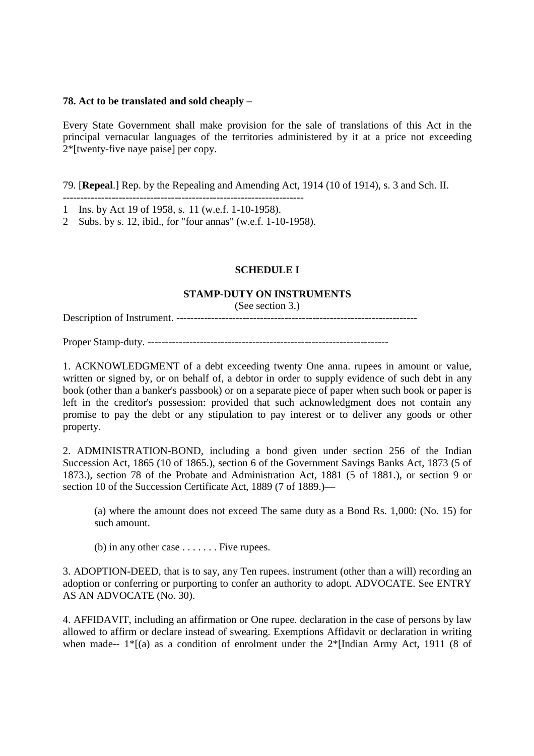**78. Act to be translated and sold cheaply –**

Every State Government shall make provision for the sale of translations of this Act in the principal vernacular languages of the territories administered by it at a price not exceeding 2*[twenty-five naye paise] per copy.

79. [**Repeal**.] Rep. by the Repealing and Amending Act, 1914 (10 of 1914), s. 3 and Sch. II.

---------------------------------------------------------------------

1 Ins. by Act 19 of 1958, s. 11 (w.e.f. 1-10-1958).

2 Subs. by s. 12, ibid., for "four annas" (w.e.f. 1-10-1958).

**SCHEDULE I**

**STAMP-DUTY ON INSTRUMENTS**

(See section 3.)

Description of Instrument. ---------------------------------------------------------------------

Proper Stamp-duty. ---------------------------------------------------------------------

1. ACKNOWLEDGMENT of a debt exceeding twenty One anna. rupees in amount or value, written or signed by, or on behalf of, a debtor in order to supply evidence of such debt in any book (other than a banker's passbook) or on a separate piece of paper when such book or paper is left in the creditor's possession: provided that such acknowledgment does not contain any promise to pay the debt or any stipulation to pay interest or to deliver any goods or other property.

2. ADMINISTRATION-BOND, including a bond given under section 256 of the Indian Succession Act, 1865 (10 of 1865.), section 6 of the Government Savings Banks Act, 1873 (5 of 1873.), section 78 of the Probate and Administration Act, 1881 (5 of 1881.), or section 9 or section 10 of the Succession Certificate Act, 1889 (7 of 1889.)—

(a) where the amount does not exceed The same duty as a Bond Rs. 1,000: (No. 15) for such amount.

(b) in any other case . . . . . . . Five rupees.

3. ADOPTION-DEED, that is to say, any Ten rupees. instrument (other than a will) recording an adoption or conferring or purporting to confer an authority to adopt. ADVOCATE. See ENTRY AS AN ADVOCATE (No. 30).

4. AFFIDAVIT, including an affirmation or One rupee. declaration in the case of persons by law allowed to affirm or declare instead of swearing. Exemptions Affidavit or declaration in writing when made-- 1*[(a) as a condition of enrolment under the 2*[Indian Army Act, 1911 (8 of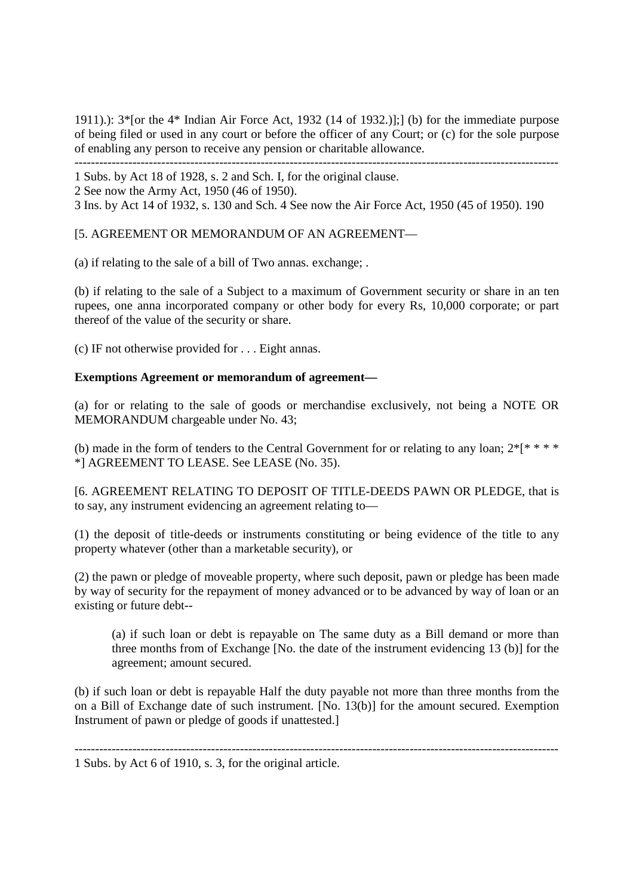1911).): 3*[or the 4* Indian Air Force Act, 1932 (14 of 1932.)];] (b) for the immediate purpose of being filed or used in any court or before the officer of any Court; or (c) for the sole purpose of enabling any person to receive any pension or charitable allowance.

---

1 Subs. by Act 18 of 1928, s. 2 and Sch. I, for the original clause.

2 See now the Army Act, 1950 (46 of 1950).

3 Ins. by Act 14 of 1932, s. 130 and Sch. 4 See now the Air Force Act, 1950 (45 of 1950). 190

[5. AGREEMENT OR MEMORANDUM OF AN AGREEMENT—

(a) if relating to the sale of a bill of Two annas. exchange; .

(b) if relating to the sale of a Subject to a maximum of Government security or share in an ten rupees, one anna incorporated company or other body for every Rs, 10,000 corporate; or part thereof of the value of the security or share.

(c) IF not otherwise provided for . . . Eight annas.

**Exemptions Agreement or memorandum of agreement—**

(a) for or relating to the sale of goods or merchandise exclusively, not being a NOTE OR MEMORANDUM chargeable under No. 43;

(b) made in the form of tenders to the Central Government for or relating to any loan; 2*[* * * * *] AGREEMENT TO LEASE. See LEASE (No. 35).

[6. AGREEMENT RELATING TO DEPOSIT OF TITLE-DEEDS PAWN OR PLEDGE, that is to say, any instrument evidencing an agreement relating to—

(1) the deposit of title-deeds or instruments constituting or being evidence of the title to any property whatever (other than a marketable security), or

(2) the pawn or pledge of moveable property, where such deposit, pawn or pledge has been made by way of security for the repayment of money advanced or to be advanced by way of loan or an existing or future debt--

> (a) if such loan or debt is repayable on The same duty as a Bill demand or more than three months from of Exchange [No. the date of the instrument evidencing 13 (b)] for the agreement; amount secured.

(b) if such loan or debt is repayable Half the duty payable not more than three months from the on a Bill of Exchange date of such instrument. [No. 13(b)] for the amount secured. Exemption Instrument of pawn or pledge of goods if unattested.]

---

1 Subs. by Act 6 of 1910, s. 3, for the original article.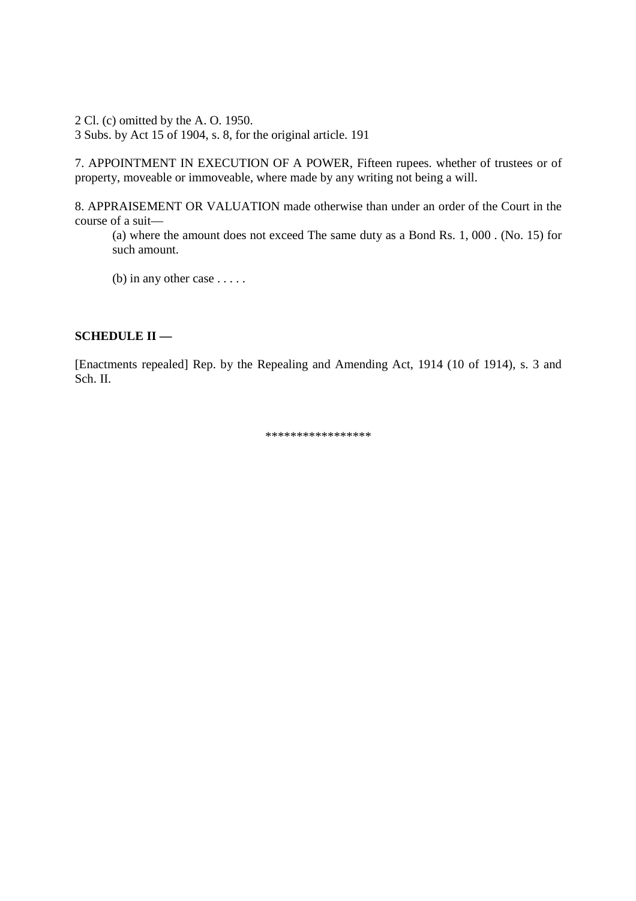2 Cl. (c) omitted by the A. O. 1950.
3 Subs. by Act 15 of 1904, s. 8, for the original article. 191

7. APPOINTMENT IN EXECUTION OF A POWER, Fifteen rupees. whether of trustees or of property, moveable or immoveable, where made by any writing not being a will.

8. APPRAISEMENT OR VALUATION made otherwise than under an order of the Court in the course of a suit—

(a) where the amount does not exceed The same duty as a Bond Rs. 1, 000 . (No. 15) for such amount.

(b) in any other case . . . . .

**SCHEDULE II —**

[Enactments repealed] Rep. by the Repealing and Amending Act, 1914 (10 of 1914), s. 3 and Sch. II.

\*\*\*\*\*\*\*\*\*\*\*\*\*\*\*\*\*